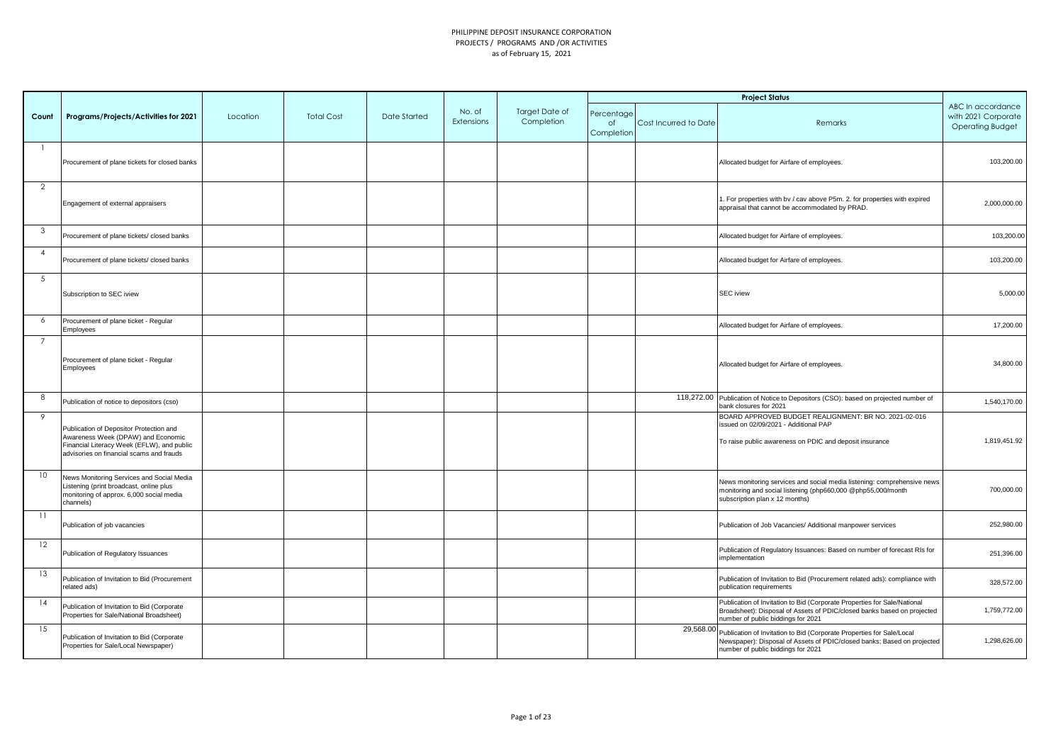# PHILIPPINE DEPOSIT INSURANCE CORPORATION
## PROJECTS / PROGRAMS AND /OR ACTIVITIES
### as of February 15, 2021

| Count | Programs/Projects/Activities for 2021 | Location | Total Cost | Date Started | No. of Extensions | Target Date of Completion | Project Status | | | ABC In accordance with 2021 Corporate Operating Budget |
|---|---|---|---|---|---|---|---|---|---|---|
| | | | | | | | Percentage of Completion | Cost Incurred to Date | Remarks | |
| 1 | Procurement of plane tickets for closed banks | | | | | | | | Allocated budget for Airfare of employees. | 103,200.00 |
| 2 | Engagement of external appraisers | | | | | | | | 1. For properties with bv / cav above P5m. 2. for properties with expired appraisal that cannot be accommodated by PRAD. | 2,000,000.00 |
| 3 | Procurement of plane tickets/ closed banks | | | | | | | | Allocated budget for Airfare of employees. | 103,200.00 |
| 4 | Procurement of plane tickets/ closed banks | | | | | | | | Allocated budget for Airfare of employees. | 103,200.00 |
| 5 | Subscription to SEC iview | | | | | | | | SEC iview | 5,000.00 |
| 6 | Procurement of plane ticket - Regular Employees | | | | | | | | Allocated budget for Airfare of employees. | 17,200.00 |
| 7 | Procurement of plane ticket - Regular Employees | | | | | | | | Allocated budget for Airfare of employees. | 34,800.00 |
| 8 | Publication of notice to depositors (cso) | | | | | | | 118,272.00 | Publication of Notice to Depositors (CSO): based on projected number of bank closures for 2021 | 1,540,170.00 |
| 9 | Publication of Depositor Protection and Awareness Week (DPAW) and Economic Financial Literacy Week (EFLW), and public advisories on financial scams and frauds | | | | | | | | BOARD APPROVED BUDGET REALIGNMENT: BR NO. 2021-02-016 issued on 02/09/2021 - Additional PAP<br><br>To raise public awareness on PDIC and deposit insurance | 1,819,451.92 |
| 10 | News Monitoring Services and Social Media Listening (print broadcast, online plus monitoring of approx. 6,000 social media channels) | | | | | | | | News monitoring services and social media listening: comprehensive news monitoring and social listening (php660,000 @php55,000/month subscription plan x 12 months) | 700,000.00 |
| 11 | Publication of job vacancies | | | | | | | | Publication of Job Vacancies/ Additional manpower services | 252,980.00 |
| 12 | Publication of Regulatory Issuances | | | | | | | | Publication of Regulatory Issuances: Based on number of forecast RIs for implementation | 251,396.00 |
| 13 | Publication of Invitation to Bid (Procurement related ads) | | | | | | | | Publication of Invitation to Bid (Procurement related ads): compliance with publication requirements | 328,572.00 |
| 14 | Publication of Invitation to Bid (Corporate Properties for Sale/National Broadsheet) | | | | | | | | Publication of Invitation to Bid (Corporate Properties for Sale/National Broadsheet): Disposal of Assets of PDIC/closed banks based on projected number of public biddings for 2021 | 1,759,772.00 |
| 15 | Publication of Invitation to Bid (Corporate Properties for Sale/Local Newspaper) | | | | | | | 29,568.00 | Publication of Invitation to Bid (Corporate Properties for Sale/Local Newspaper): Disposal of Assets of PDIC/closed banks; Based on projected number of public biddings for 2021 | 1,298,626.00 |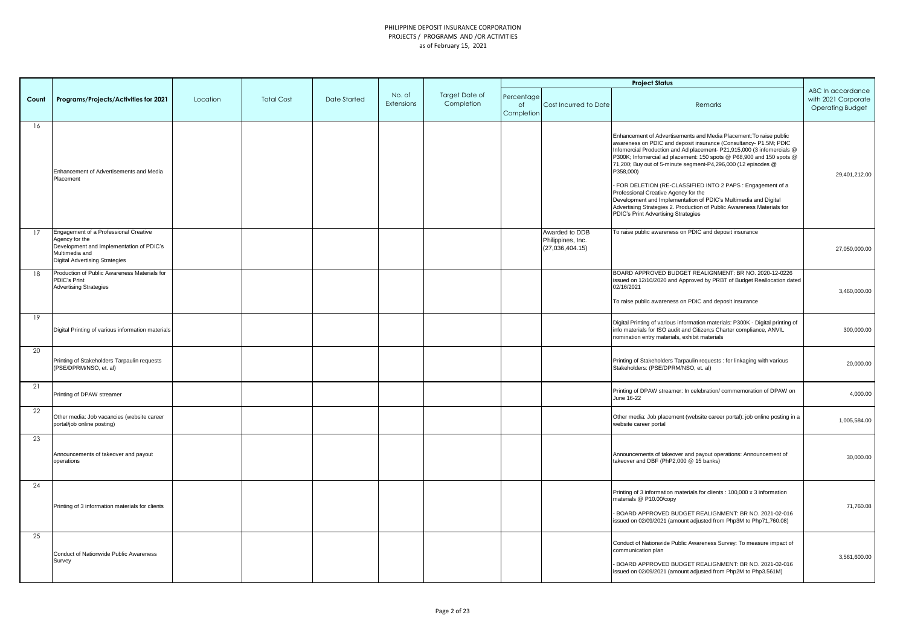# PHILIPPINE DEPOSIT INSURANCE CORPORATION
## PROJECTS / PROGRAMS AND /OR ACTIVITIES
### as of February 15, 2021

| Count | Programs/Projects/Activities for 2021 | Location | Total Cost | Date Started | No. of Extensions | Target Date of Completion | Project Status | | | ABC In accordance with 2021 Corporate Operating Budget |
|---|---|---|---|---|---|---|---|---|---|---|
| | | | | | | | Percentage of Completion | Cost Incurred to Date | Remarks | |
| 16 | Enhancement of Advertisements and Media Placement | | | | | | | | Enhancement of Advertisements and Media Placement:To raise public awareness on PDIC and deposit insurance (Consultancy- P1.5M; PDIC Infomercial Production and Ad placement- P21,915,000 (3 infomercials @ P300K; Infomercial ad placement: 150 spots @ P68,900 and 150 spots @ 71,200; Buy out of 5-minute segment-P4,296,000 (12 episodes @ P358,000)<br><br>- FOR DELETION (RE-CLASSIFIED INTO 2 PAPS : Engagement of a Professional Creative Agency for the Development and Implementation of PDIC's Multimedia and Digital Advertising Strategies 2. Production of Public Awareness Materials for PDIC's Print Advertising Strategies | 29,401,212.00 |
| 17 | Engagement of a Professional Creative Agency for the Development and Implementation of PDIC's Multimedia and Digital Advertising Strategies | | | | | | | Awarded to DDB Philippines, Inc. (27,036,404.15) | To raise public awareness on PDIC and deposit insurance | 27,050,000.00 |
| 18 | Production of Public Awareness Materials for PDIC's Print Advertising Strategies | | | | | | | | BOARD APPROVED BUDGET REALIGNMENT: BR NO. 2020-12-0226 issued on 12/10/2020 and Approved by PRBT of Budget Reallocation dated 02/16/2021<br><br>To raise public awareness on PDIC and deposit insurance | 3,460,000.00 |
| 19 | Digital Printing of various information materials | | | | | | | | Digital Printing of various information materials: P300K - Digital printing of info materials for ISO audit and Citizen;s Charter compliance, ANVIL nomination entry materials, exhibit materials | 300,000.00 |
| 20 | Printing of Stakeholders Tarpaulin requests (PSE/DPRM/NSO, et. al) | | | | | | | | Printing of Stakeholders Tarpaulin requests : for linkaging with various Stakeholders: (PSE/DPRM/NSO, et. al) | 20,000.00 |
| 21 | Printing of DPAW streamer | | | | | | | | Printing of DPAW streamer: In celebration/ commemoration of DPAW on June 16-22 | 4,000.00 |
| 22 | Other media: Job vacancies (website career portal/job online posting) | | | | | | | | Other media: Job placement (website career portal): job online posting in a website career portal | 1,005,584.00 |
| 23 | Announcements of takeover and payout operations | | | | | | | | Announcements of takeover and payout operations: Announcement of takeover and DBF (PhP2,000 @ 15 banks) | 30,000.00 |
| 24 | Printing of 3 information materials for clients | | | | | | | | Printing of 3 information materials for clients : 100,000 x 3 information materials @ P10.00/copy<br><br>- BOARD APPROVED BUDGET REALIGNMENT: BR NO. 2021-02-016 issued on 02/09/2021 (amount adjusted from Php3M to Php71,760.08) | 71,760.08 |
| 25 | Conduct of Nationwide Public Awareness Survey | | | | | | | | Conduct of Nationwide Public Awareness Survey: To measure impact of communication plan<br><br>- BOARD APPROVED BUDGET REALIGNMENT: BR NO. 2021-02-016 issued on 02/09/2021 (amount adjusted from Php2M to Php3.561M) | 3,561,600.00 |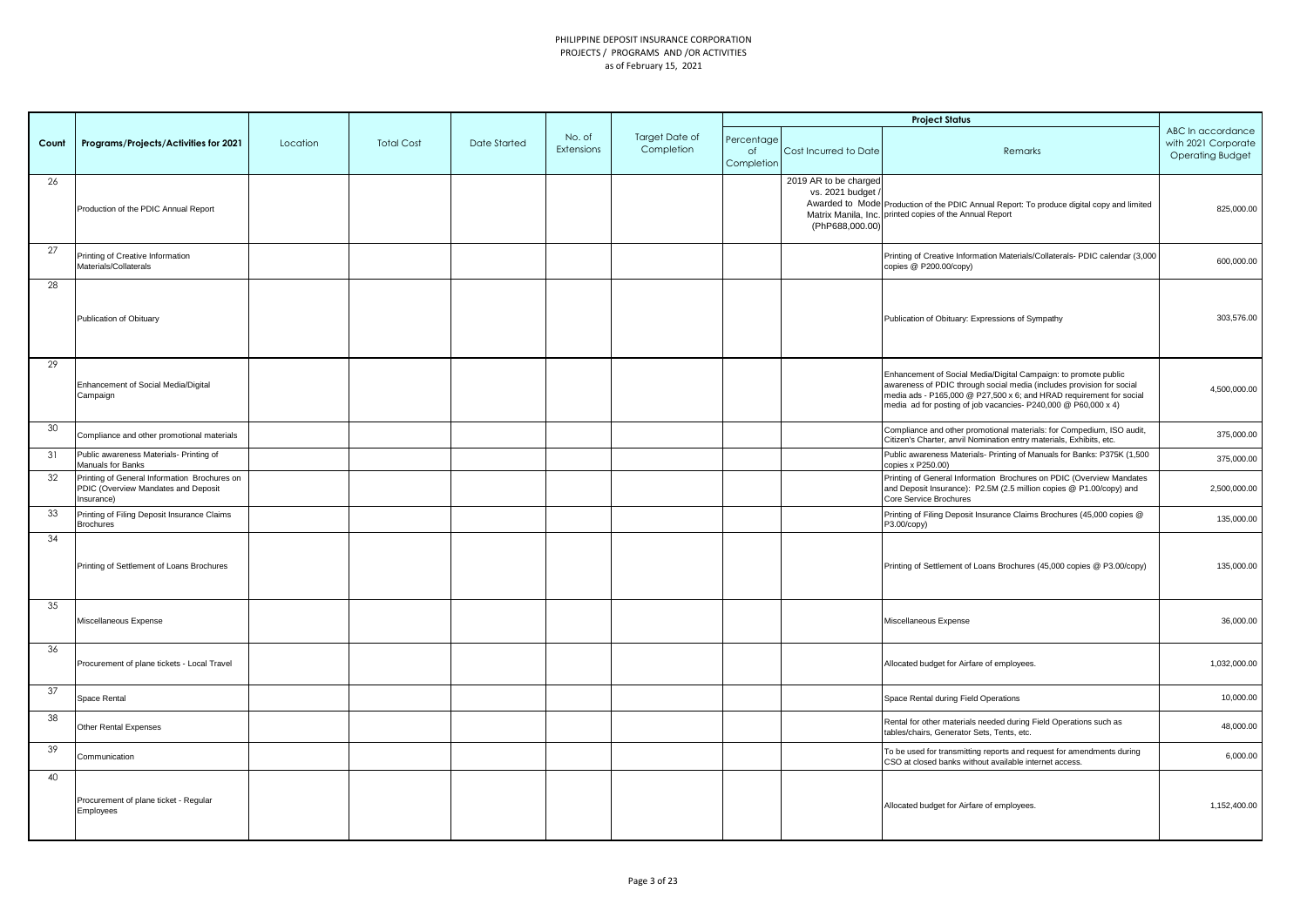PHILIPPINE DEPOSIT INSURANCE CORPORATION
PROJECTS / PROGRAMS AND /OR ACTIVITIES
as of February 15, 2021

| Count | Programs/Projects/Activities for 2021 | Location | Total Cost | Date Started | No. of Extensions | Target Date of Completion | Project Status | | | ABC In accordance with 2021 Corporate Operating Budget |
|---|---|---|---|---|---|---|---|---|---|---|
| | | | | | | | Percentage of Completion | Cost Incurred to Date | Remarks | |
| 26 | Production of the PDIC Annual Report | | | | | | | 2019 AR to be charged vs. 2021 budget / Awarded to Mode Matrix Manila, Inc. (PhP688,000.00) | Production of the PDIC Annual Report: To produce digital copy and limited printed copies of the Annual Report | 825,000.00 |
| 27 | Printing of Creative Information Materials/Collaterals | | | | | | | | Printing of Creative Information Materials/Collaterals- PDIC calendar (3,000 copies @ P200.00/copy) | 600,000.00 |
| 28 | Publication of Obituary | | | | | | | | Publication of Obituary: Expressions of Sympathy | 303,576.00 |
| 29 | Enhancement of Social Media/Digital Campaign | | | | | | | | Enhancement of Social Media/Digital Campaign: to promote public awareness of PDIC through social media (includes provision for social media ads - P165,000 @ P27,500 x 6; and HRAD requirement for social media ad for posting of job vacancies- P240,000 @ P60,000 x 4) | 4,500,000.00 |
| 30 | Compliance and other promotional materials | | | | | | | | Compliance and other promotional materials: for Compedium, ISO audit, Citizen's Charter, anvil Nomination entry materials, Exhibits, etc. | 375,000.00 |
| 31 | Public awareness Materials- Printing of Manuals for Banks | | | | | | | | Public awareness Materials- Printing of Manuals for Banks: P375K (1,500 copies x P250.00) | 375,000.00 |
| 32 | Printing of General Information Brochures on PDIC (Overview Mandates and Deposit Insurance) | | | | | | | | Printing of General Information Brochures on PDIC (Overview Mandates and Deposit Insurance): P2.5M (2.5 million copies @ P1.00/copy) and Core Service Brochures | 2,500,000.00 |
| 33 | Printing of Filing Deposit Insurance Claims Brochures | | | | | | | | Printing of Filing Deposit Insurance Claims Brochures (45,000 copies @ P3.00/copy) | 135,000.00 |
| 34 | Printing of Settlement of Loans Brochures | | | | | | | | Printing of Settlement of Loans Brochures (45,000 copies @ P3.00/copy) | 135,000.00 |
| 35 | Miscellaneous Expense | | | | | | | | Miscellaneous Expense | 36,000.00 |
| 36 | Procurement of plane tickets - Local Travel | | | | | | | | Allocated budget for Airfare of employees. | 1,032,000.00 |
| 37 | Space Rental | | | | | | | | Space Rental during Field Operations | 10,000.00 |
| 38 | Other Rental Expenses | | | | | | | | Rental for other materials needed during Field Operations such as tables/chairs, Generator Sets, Tents, etc. | 48,000.00 |
| 39 | Communication | | | | | | | | To be used for transmitting reports and request for amendments during CSO at closed banks without available internet access. | 6,000.00 |
| 40 | Procurement of plane ticket - Regular Employees | | | | | | | | Allocated budget for Airfare of employees. | 1,152,400.00 |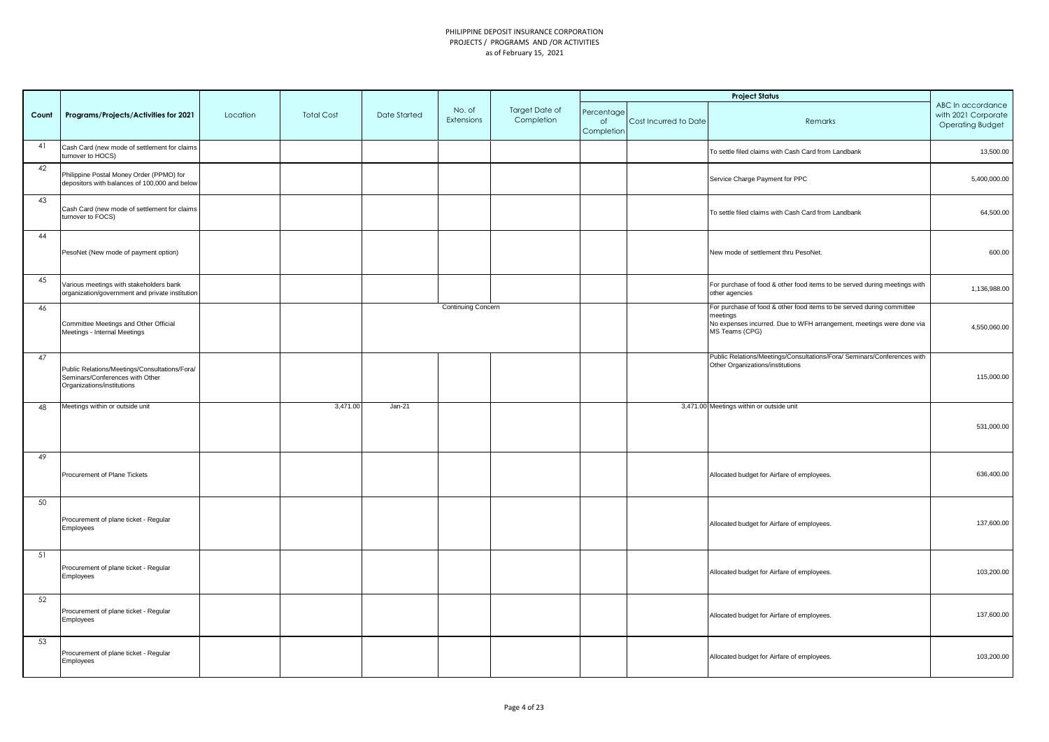PHILIPPINE DEPOSIT INSURANCE CORPORATION
PROJECTS / PROGRAMS AND /OR ACTIVITIES
as of February 15, 2021

| Count | Programs/Projects/Activities for 2021 | Location | Total Cost | Date Started | No. of Extensions | Target Date of Completion | Project Status | | | ABC In accordance with 2021 Corporate Operating Budget |
|---|---|---|---|---|---|---|---|---|---|---|
| | | | | | | | Percentage of Completion | Cost Incurred to Date | Remarks | |
| 41 | Cash Card (new mode of settlement for claims turnover to HOCS) | | | | | | | | To settle filed claims with Cash Card from Landbank | 13,500.00 |
| 42 | Philippine Postal Money Order (PPMO) for depositors with balances of 100,000 and below | | | | | | | | Service Charge Payment for PPC | 5,400,000.00 |
| 43 | Cash Card (new mode of settlement for claims turnover to FOCS) | | | | | | | | To settle filed claims with Cash Card from Landbank | 64,500.00 |
| 44 | PesoNet (New mode of payment option) | | | | | | | | New mode of settlement thru PesoNet. | 600.00 |
| 45 | Various meetings with stakeholders bank organization/government and private institution | | | | | | | | For purchase of food & other food items to be served during meetings with other agencies | 1,136,988.00 |
| 46 | Committee Meetings and Other Official Meetings - Internal Meetings | | | | Continuing Concern | | | | For purchase of food & other food items to be served during committee meetings<br>No expenses incurred. Due to WFH arrangement, meetings were done via MS Teams (CPG) | 4,550,060.00 |
| 47 | Public Relations/Meetings/Consultations/Fora/ Seminars/Conferences with Other Organizations/institutions | | | | | | | | Public Relations/Meetings/Consultations/Fora/ Seminars/Conferences with Other Organizations/institutions | 115,000.00 |
| 48 | Meetings within or outside unit | | 3,471.00 | Jan-21 | | | | 3,471.00 | Meetings within or outside unit | 531,000.00 |
| 49 | Procurement of Plane Tickets | | | | | | | | Allocated budget for Airfare of employees. | 636,400.00 |
| 50 | Procurement of plane ticket - Regular Employees | | | | | | | | Allocated budget for Airfare of employees. | 137,600.00 |
| 51 | Procurement of plane ticket - Regular Employees | | | | | | | | Allocated budget for Airfare of employees. | 103,200.00 |
| 52 | Procurement of plane ticket - Regular Employees | | | | | | | | Allocated budget for Airfare of employees. | 137,600.00 |
| 53 | Procurement of plane ticket - Regular Employees | | | | | | | | Allocated budget for Airfare of employees. | 103,200.00 |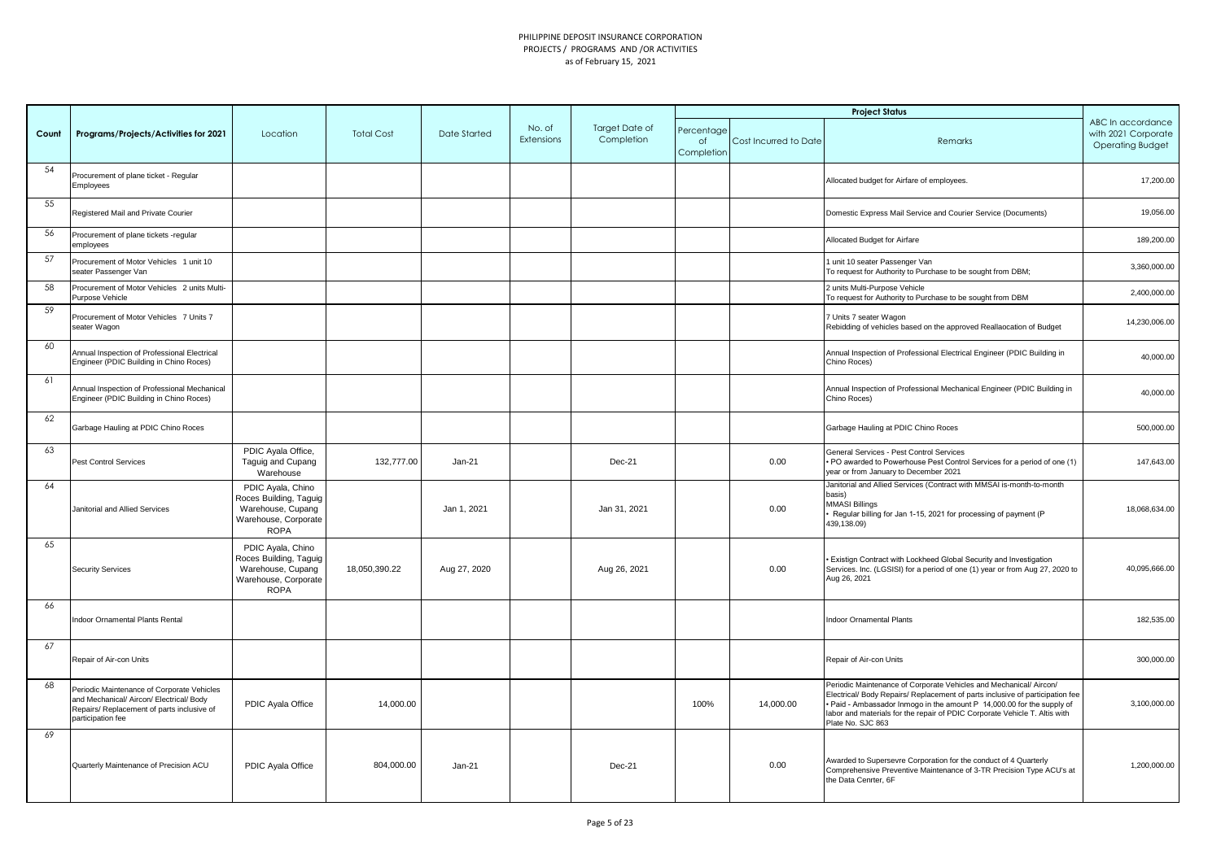PHILIPPINE DEPOSIT INSURANCE CORPORATION
PROJECTS / PROGRAMS AND /OR ACTIVITIES
as of February 15, 2021

| Count | Programs/Projects/Activities for 2021 | Location | Total Cost | Date Started | No. of Extensions | Target Date of Completion | Project Status | | | ABC In accordance with 2021 Corporate Operating Budget |
|---|---|---|---|---|---|---|---|---|---|---|
| | | | | | | | Percentage of Completion | Cost Incurred to Date | Remarks | |
| 54 | Procurement of plane ticket - Regular Employees | | | | | | | | Allocated budget for Airfare of employees. | 17,200.00 |
| 55 | Registered Mail and Private Courier | | | | | | | | Domestic Express Mail Service and Courier Service (Documents) | 19,056.00 |
| 56 | Procurement of plane tickets -regular employees | | | | | | | | Allocated Budget for Airfare | 189,200.00 |
| 57 | Procurement of Motor Vehicles 1 unit 10 seater Passenger Van | | | | | | | | 1 unit 10 seater Passenger Van<br>To request for Authority to Purchase to be sought from DBM; | 3,360,000.00 |
| 58 | Procurement of Motor Vehicles 2 units Multi-Purpose Vehicle | | | | | | | | 2 units Multi-Purpose Vehicle<br>To request for Authority to Purchase to be sought from DBM | 2,400,000.00 |
| 59 | Procurement of Motor Vehicles 7 Units 7 seater Wagon | | | | | | | | 7 Units 7 seater Wagon<br>Rebidding of vehicles based on the approved Reallaocation of Budget | 14,230,006.00 |
| 60 | Annual Inspection of Professional Electrical Engineer (PDIC Building in Chino Roces) | | | | | | | | Annual Inspection of Professional Electrical Engineer (PDIC Building in Chino Roces) | 40,000.00 |
| 61 | Annual Inspection of Professional Mechanical Engineer (PDIC Building in Chino Roces) | | | | | | | | Annual Inspection of Professional Mechanical Engineer (PDIC Building in Chino Roces) | 40,000.00 |
| 62 | Garbage Hauling at PDIC Chino Roces | | | | | | | | Garbage Hauling at PDIC Chino Roces | 500,000.00 |
| 63 | Pest Control Services | PDIC Ayala Office, Taguig and Cupang Warehouse | 132,777.00 | Jan-21 | | Dec-21 | | 0.00 | General Services - Pest Control Services<br>• PO awarded to Powerhouse Pest Control Services for a period of one (1) year or from January to December 2021 | 147,643.00 |
| 64 | Janitorial and Allied Services | PDIC Ayala, Chino Roces Building, Taguig Warehouse, Cupang Warehouse, Corporate ROPA | | Jan 1, 2021 | | Jan 31, 2021 | | 0.00 | Janitorial and Allied Services (Contract with MMSAI is-month-to-month basis)<br>MMASI Billings<br>• Regular billing for Jan 1-15, 2021 for processing of payment (P 439,138.09) | 18,068,634.00 |
| 65 | Security Services | PDIC Ayala, Chino Roces Building, Taguig Warehouse, Cupang Warehouse, Corporate ROPA | 18,050,390.22 | Aug 27, 2020 | | Aug 26, 2021 | | 0.00 | • Existign Contract with Lockheed Global Security and Investigation Services. Inc. (LGSISI) for a period of one (1) year or from Aug 27, 2020 to Aug 26, 2021 | 40,095,666.00 |
| 66 | Indoor Ornamental Plants Rental | | | | | | | | Indoor Ornamental Plants | 182,535.00 |
| 67 | Repair of Air-con Units | | | | | | | | Repair of Air-con Units | 300,000.00 |
| 68 | Periodic Maintenance of Corporate Vehicles and Mechanical/ Aircon/ Electrical/ Body Repairs/ Replacement of parts inclusive of participation fee | PDIC Ayala Office | 14,000.00 | | | | 100% | 14,000.00 | Periodic Maintenance of Corporate Vehicles and Mechanical/ Aircon/ Electrical/ Body Repairs/ Replacement of parts inclusive of participation fee<br>• Paid - Ambassador Inmogo in the amount P 14,000.00 for the supply of labor and materials for the repair of PDIC Corporate Vehicle T. Altis with Plate No. SJC 863 | 3,100,000.00 |
| 69 | Quarterly Maintenance of Precision ACU | PDIC Ayala Office | 804,000.00 | Jan-21 | | Dec-21 | | 0.00 | Awarded to Supersevre Corporation for the conduct of 4 Quarterly Comprehensive Preventive Maintenance of 3-TR Precision Type ACU's at the Data Cenrter, 6F | 1,200,000.00 |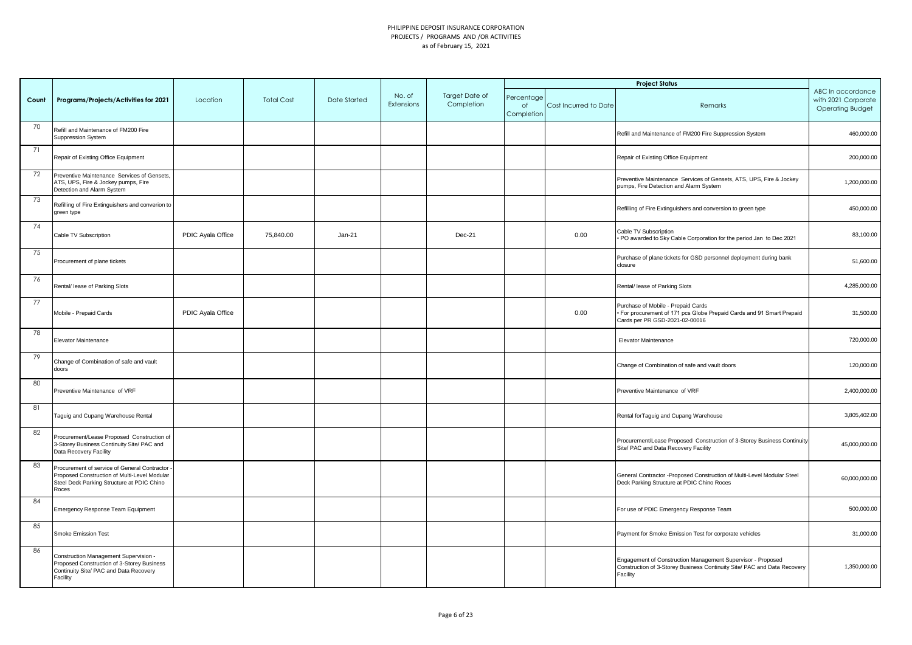PHILIPPINE DEPOSIT INSURANCE CORPORATION
PROJECTS / PROGRAMS AND /OR ACTIVITIES
as of February 15, 2021

| Count | Programs/Projects/Activities for 2021 | Location | Total Cost | Date Started | No. of Extensions | Target Date of Completion | Project Status | | | ABC In accordance with 2021 Corporate Operating Budget |
|---|---|---|---|---|---|---|---|---|---|---|
| | | | | | | | Percentage of Completion | Cost Incurred to Date | Remarks | |
| 70 | Refill and Maintenance of FM200 Fire Suppression System | | | | | | | | Refill and Maintenance of FM200 Fire Suppression System | 460,000.00 |
| 71 | Repair of Existing Office Equipment | | | | | | | | Repair of Existing Office Equipment | 200,000.00 |
| 72 | Preventive Maintenance Services of Gensets, ATS, UPS, Fire & Jockey pumps, Fire Detection and Alarm System | | | | | | | | Preventive Maintenance Services of Gensets, ATS, UPS, Fire & Jockey pumps, Fire Detection and Alarm System | 1,200,000.00 |
| 73 | Refilling of Fire Extinguishers and converion to green type | | | | | | | | Refilling of Fire Extinguishers and conversion to green type | 450,000.00 |
| 74 | Cable TV Subscription | PDIC Ayala Office | 75,840.00 | Jan-21 | | Dec-21 | | 0.00 | Cable TV Subscription<br>• PO awarded to Sky Cable Corporation for the period Jan to Dec 2021 | 83,100.00 |
| 75 | Procurement of plane tickets | | | | | | | | Purchase of plane tickets for GSD personnel deployment during bank closure | 51,600.00 |
| 76 | Rental/ lease of Parking Slots | | | | | | | | Rental/ lease of Parking Slots | 4,285,000.00 |
| 77 | Mobile - Prepaid Cards | PDIC Ayala Office | | | | | | 0.00 | Purchase of Mobile - Prepaid Cards<br>• For procurement of 171 pcs Globe Prepaid Cards and 91 Smart Prepaid Cards per PR GSD-2021-02-00016 | 31,500.00 |
| 78 | Elevator Maintenance | | | | | | | | Elevator Maintenance | 720,000.00 |
| 79 | Change of Combination of safe and vault doors | | | | | | | | Change of Combination of safe and vault doors | 120,000.00 |
| 80 | Preventive Maintenance of VRF | | | | | | | | Preventive Maintenance of VRF | 2,400,000.00 |
| 81 | Taguig and Cupang Warehouse Rental | | | | | | | | Rental forTaguig and Cupang Warehouse | 3,805,402.00 |
| 82 | Procurement/Lease Proposed Construction of 3-Storey Business Continuity Site/ PAC and Data Recovery Facility | | | | | | | | Procurement/Lease Proposed Construction of 3-Storey Business Continuity Site/ PAC and Data Recovery Facility | 45,000,000.00 |
| 83 | Procurement of service of General Contractor - Proposed Construction of Multi-Level Modular Steel Deck Parking Structure at PDIC Chino Roces | | | | | | | | General Contractor -Proposed Construction of Multi-Level Modular Steel Deck Parking Structure at PDIC Chino Roces | 60,000,000.00 |
| 84 | Emergency Response Team Equipment | | | | | | | | For use of PDIC Emergency Response Team | 500,000.00 |
| 85 | Smoke Emission Test | | | | | | | | Payment for Smoke Emission Test for corporate vehicles | 31,000.00 |
| 86 | Construction Management Supervision - Proposed Construction of 3-Storey Business Continuity Site/ PAC and Data Recovery Facility | | | | | | | | Engagement of Construction Management Supervisor - Proposed Construction of 3-Storey Business Continuity Site/ PAC and Data Recovery Facility | 1,350,000.00 |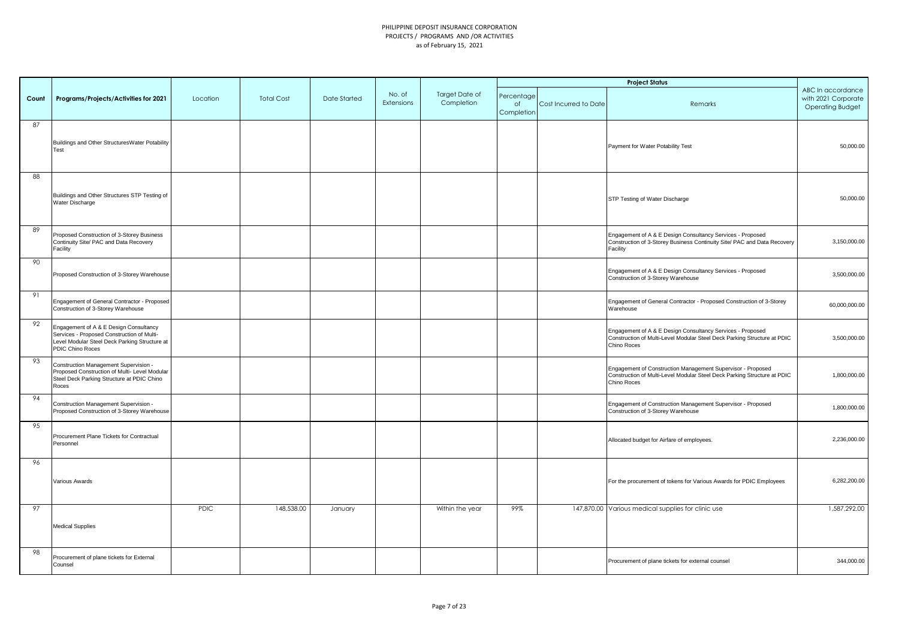PHILIPPINE DEPOSIT INSURANCE CORPORATION
PROJECTS / PROGRAMS AND /OR ACTIVITIES
as of February 15, 2021

| Count | Programs/Projects/Activities for 2021 | Location | Total Cost | Date Started | No. of Extensions | Target Date of Completion | Project Status | | | ABC In accordance with 2021 Corporate Operating Budget |
|---|---|---|---|---|---|---|---|---|---|---|
| | | | | | | | Percentage of Completion | Cost Incurred to Date | Remarks | |
| 87 | Buildings and Other StructuresWater Potability Test | | | | | | | | Payment for Water Potability Test | 50,000.00 |
| 88 | Buildings and Other Structures STP Testing of Water Discharge | | | | | | | | STP Testing of Water Discharge | 50,000.00 |
| 89 | Proposed Construction of 3-Storey Business Continuity Site/ PAC and Data Recovery Facility | | | | | | | | Engagement of A & E Design Consultancy Services - Proposed Construction of 3-Storey Business Continuity Site/ PAC and Data Recovery Facility | 3,150,000.00 |
| 90 | Proposed Construction of 3-Storey Warehouse | | | | | | | | Engagement of A & E Design Consultancy Services - Proposed Construction of 3-Storey Warehouse | 3,500,000.00 |
| 91 | Engagement of General Contractor - Proposed Construction of 3-Storey Warehouse | | | | | | | | Engagement of General Contractor - Proposed Construction of 3-Storey Warehouse | 60,000,000.00 |
| 92 | Engagement of A & E Design Consultancy Services - Proposed Construction of Multi-Level Modular Steel Deck Parking Structure at PDIC Chino Roces | | | | | | | | Engagement of A & E Design Consultancy Services - Proposed Construction of Multi-Level Modular Steel Deck Parking Structure at PDIC Chino Roces | 3,500,000.00 |
| 93 | Construction Management Supervision - Proposed Construction of Multi- Level Modular Steel Deck Parking Structure at PDIC Chino Roces | | | | | | | | Engagement of Construction Management Supervisor - Proposed Construction of Multi-Level Modular Steel Deck Parking Structure at PDIC Chino Roces | 1,800,000.00 |
| 94 | Construction Management Supervision - Proposed Construction of 3-Storey Warehouse | | | | | | | | Engagement of Construction Management Supervisor - Proposed Construction of 3-Storey Warehouse | 1,800,000.00 |
| 95 | Procurement Plane Tickets for Contractual Personnel | | | | | | | | Allocated budget for Airfare of employees. | 2,236,000.00 |
| 96 | Various Awards | | | | | | | | For the procurement of tokens for Various Awards for PDIC Employees | 6,282,200.00 |
| 97 | Medical Supplies | PDIC | 148,538.00 | January | | Within the year | 99% | 147,870.00 | Various medical supplies for clinic use | 1,587,292.00 |
| 98 | Procurement of plane tickets for External Counsel | | | | | | | | Procurement of plane tickets for external counsel | 344,000.00 |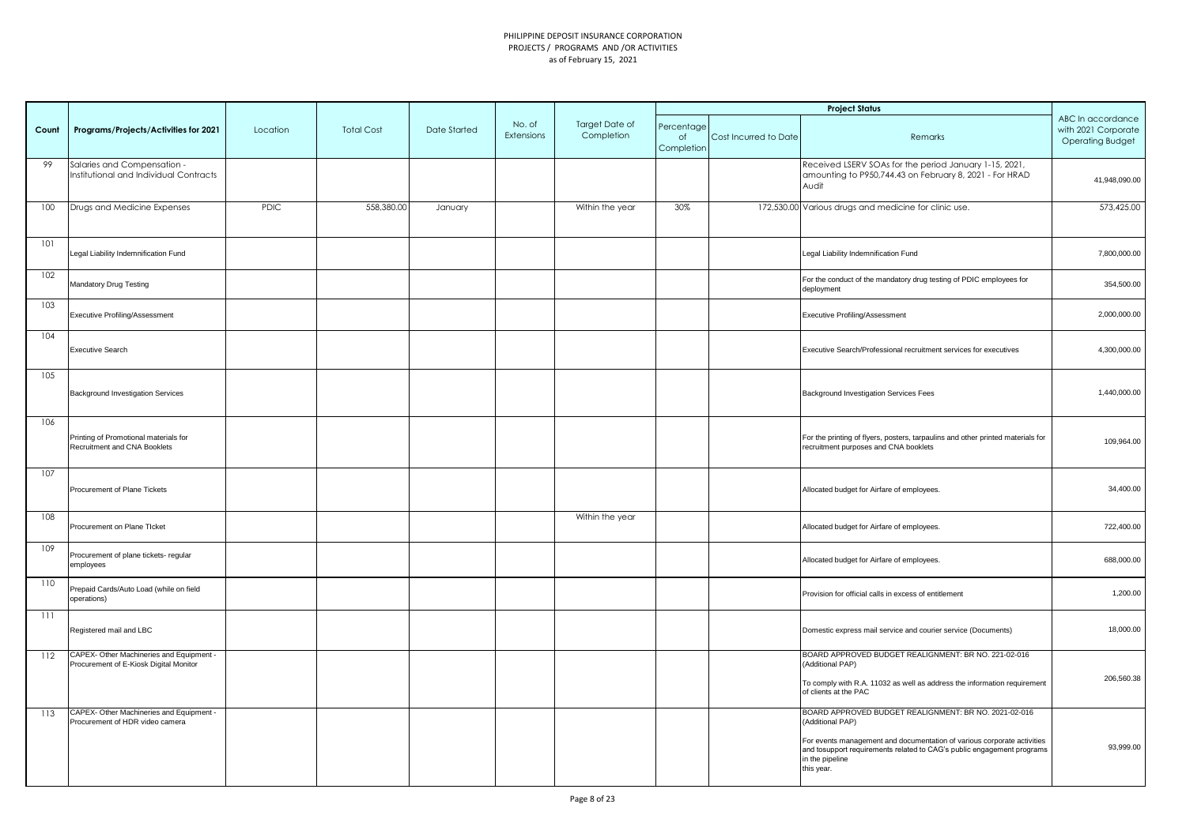PHILIPPINE DEPOSIT INSURANCE CORPORATION
PROJECTS / PROGRAMS AND /OR ACTIVITIES
as of February 15, 2021

| Count | Programs/Projects/Activities for 2021 | Location | Total Cost | Date Started | No. of Extensions | Target Date of Completion | Project Status | | | ABC In accordance with 2021 Corporate Operating Budget |
|---|---|---|---|---|---|---|---|---|---|---|
| | | | | | | | Percentage of Completion | Cost Incurred to Date | Remarks | |
| 99 | Salaries and Compensation - Institutional and Individual Contracts | | | | | | | | Received LSERV SOAs for the period January 1-15, 2021, amounting to P950,744.43 on February 8, 2021 - For HRAD Audit | 41,948,090.00 |
| 100 | Drugs and Medicine Expenses | PDIC | 558,380.00 | January | | Within the year | 30% | 172,530.00 | Various drugs and medicine for clinic use. | 573,425.00 |
| 101 | Legal Liability Indemnification Fund | | | | | | | | Legal Liability Indemnification Fund | 7,800,000.00 |
| 102 | Mandatory Drug Testing | | | | | | | | For the conduct of the mandatory drug testing of PDIC employees for deployment | 354,500.00 |
| 103 | Executive Profiling/Assessment | | | | | | | | Executive Profiling/Assessment | 2,000,000.00 |
| 104 | Executive Search | | | | | | | | Executive Search/Professional recruitment services for executives | 4,300,000.00 |
| 105 | Background Investigation Services | | | | | | | | Background Investigation Services Fees | 1,440,000.00 |
| 106 | Printing of Promotional materials for Recruitment and CNA Booklets | | | | | | | | For the printing of flyers, posters, tarpaulins and other printed materials for recruitment purposes and CNA booklets | 109,964.00 |
| 107 | Procurement of Plane Tickets | | | | | | | | Allocated budget for Airfare of employees. | 34,400.00 |
| 108 | Procurement on Plane TIcket | | | | | Within the year | | | Allocated budget for Airfare of employees. | 722,400.00 |
| 109 | Procurement of plane tickets- regular employees | | | | | | | | Allocated budget for Airfare of employees. | 688,000.00 |
| 110 | Prepaid Cards/Auto Load (while on field operations) | | | | | | | | Provision for official calls in excess of entitlement | 1,200.00 |
| 111 | Registered mail and LBC | | | | | | | | Domestic express mail service and courier service (Documents) | 18,000.00 |
| 112 | CAPEX- Other Machineries and Equipment - Procurement of E-Kiosk Digital Monitor | | | | | | | | BOARD APPROVED BUDGET REALIGNMENT: BR NO. 221-02-016 (Additional PAP)<br><br>To comply with R.A. 11032 as well as address the information requirement of clients at the PAC | 206,560.38 |
| 113 | CAPEX- Other Machineries and Equipment - Procurement of HDR video camera | | | | | | | | BOARD APPROVED BUDGET REALIGNMENT: BR NO. 2021-02-016 (Additional PAP)<br><br>For events management and documentation of various corporate activities and tosupport requirements related to CAG's public engagement programs in the pipeline this year. | 93,999.00 |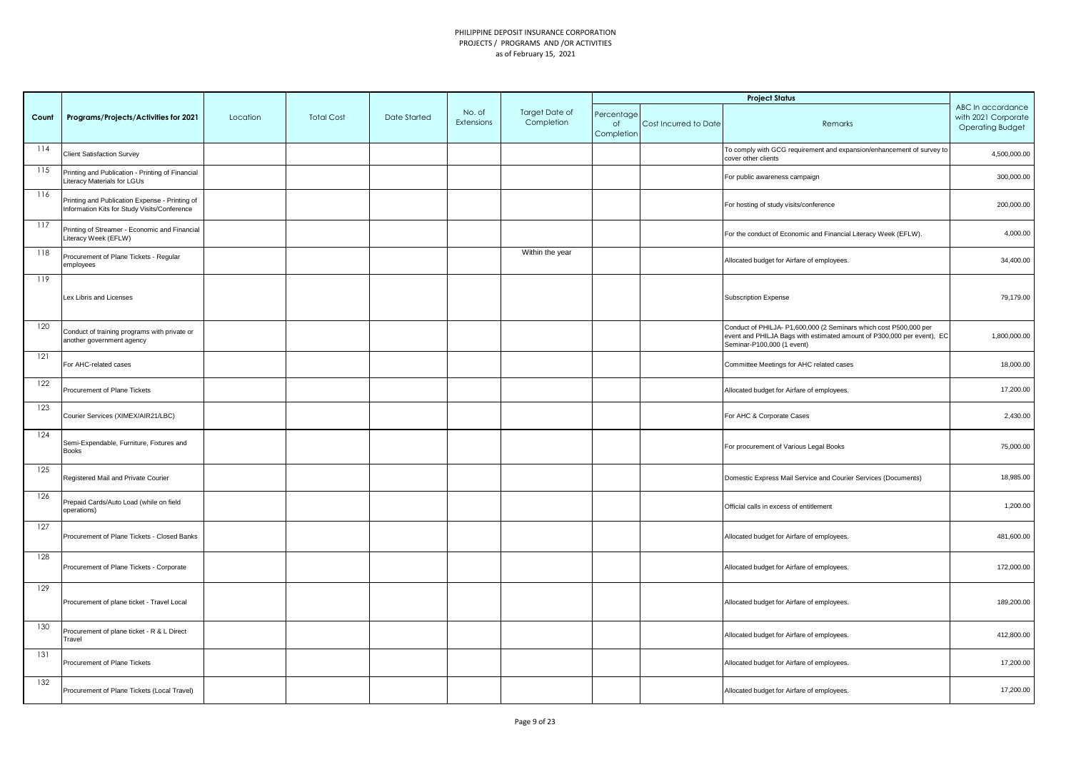PHILIPPINE DEPOSIT INSURANCE CORPORATION
PROJECTS / PROGRAMS AND /OR ACTIVITIES
as of February 15, 2021

| Count | Programs/Projects/Activities for 2021 | Location | Total Cost | Date Started | No. of Extensions | Target Date of Completion | Project Status | | | ABC In accordance with 2021 Corporate Operating Budget |
|---|---|---|---|---|---|---|---|---|---|---|
| | | | | | | | Percentage of Completion | Cost Incurred to Date | Remarks | |
| 114 | Client Satisfaction Survey | | | | | | | | To comply with GCG requirement and expansion/enhancement of survey to cover other clients | 4,500,000.00 |
| 115 | Printing and Publication - Printing of Financial Literacy Materials for LGUs | | | | | | | | For public awareness campaign | 300,000.00 |
| 116 | Printing and Publication Expense - Printing of Information Kits for Study Visits/Conference | | | | | | | | For hosting of study visits/conference | 200,000.00 |
| 117 | Printing of Streamer - Economic and Financial Literacy Week (EFLW) | | | | | | | | For the conduct of Economic and Financial Literacy Week (EFLW). | 4,000.00 |
| 118 | Procurement of Plane Tickets - Regular employees | | | | | Within the year | | | Allocated budget for Airfare of employees. | 34,400.00 |
| 119 | Lex Libris and Licenses | | | | | | | | Subscription Expense | 79,179.00 |
| 120 | Conduct of training programs with private or another government agency | | | | | | | | Conduct of PHILJA- P1,600,000 (2 Seminars which cost P500,000 per event and PHILJA Bags with estimated amount of P300,000 per event), EC Seminar-P100,000 (1 event) | 1,800,000.00 |
| 121 | For AHC-related cases | | | | | | | | Committee Meetings for AHC related cases | 18,000.00 |
| 122 | Procurement of Plane Tickets | | | | | | | | Allocated budget for Airfare of employees. | 17,200.00 |
| 123 | Courier Services (XIMEX/AIR21/LBC) | | | | | | | | For AHC & Corporate Cases | 2,430.00 |
| 124 | Semi-Expendable, Furniture, Fixtures and Books | | | | | | | | For procurement of Various Legal Books | 75,000.00 |
| 125 | Registered Mail and Private Courier | | | | | | | | Domestic Express Mail Service and Courier Services (Documents) | 18,985.00 |
| 126 | Prepaid Cards/Auto Load (while on field operations) | | | | | | | | Official calls in excess of entitlement | 1,200.00 |
| 127 | Procurement of Plane Tickets - Closed Banks | | | | | | | | Allocated budget for Airfare of employees. | 481,600.00 |
| 128 | Procurement of Plane Tickets - Corporate | | | | | | | | Allocated budget for Airfare of employees. | 172,000.00 |
| 129 | Procurement of plane ticket - Travel Local | | | | | | | | Allocated budget for Airfare of employees. | 189,200.00 |
| 130 | Procurement of plane ticket - R & L Direct Travel | | | | | | | | Allocated budget for Airfare of employees. | 412,800.00 |
| 131 | Procurement of Plane Tickets | | | | | | | | Allocated budget for Airfare of employees. | 17,200.00 |
| 132 | Procurement of Plane Tickets (Local Travel) | | | | | | | | Allocated budget for Airfare of employees. | 17,200.00 |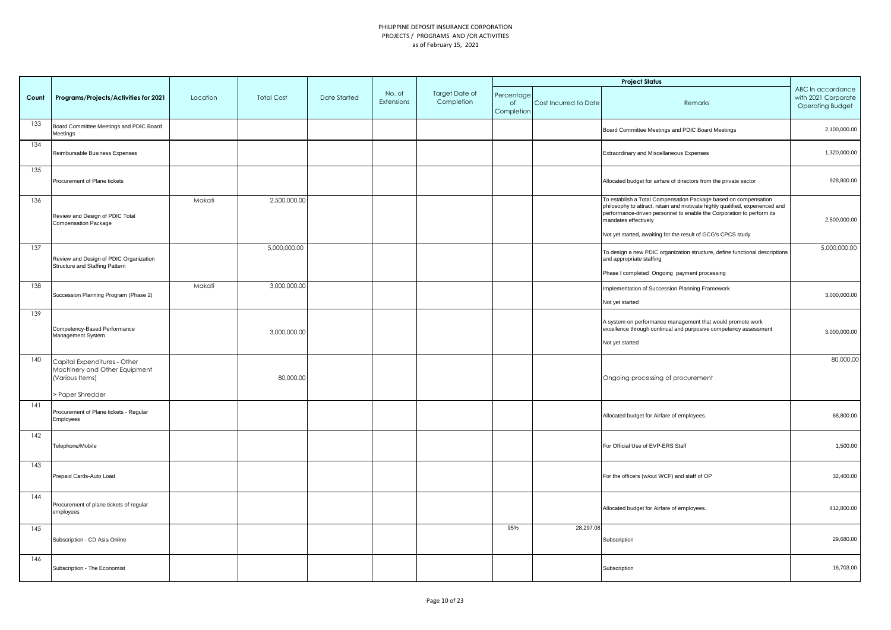PHILIPPINE DEPOSIT INSURANCE CORPORATION
PROJECTS / PROGRAMS AND /OR ACTIVITIES
as of February 15, 2021

| Count | Programs/Projects/Activities for 2021 | Location | Total Cost | Date Started | No. of Extensions | Target Date of Completion | Project Status | | | ABC In accordance with 2021 Corporate Operating Budget |
|---|---|---|---|---|---|---|---|---|---|---|
| | | | | | | | Percentage of Completion | Cost Incurred to Date | Remarks | |
| 133 | Board Committee Meetings and PDIC Board Meetings | | | | | | | | Board Committee Meetings and PDIC Board Meetings | 2,100,000.00 |
| 134 | Reimbursable Business Expenses | | | | | | | | Extraordinary and Miscellaneous Expenses | 1,320,000.00 |
| 135 | Procurement of Plane tickets | | | | | | | | Allocated budget for airfare of directors from the private sector | 928,800.00 |
| 136 | Review and Design of PDIC Total Compensation Package | Makati | 2,500,000.00 | | | | | | To establish a Total Compensation Package based on compensation philosophy to attract, retain and motivate highly qualified, experienced and performance-driven personnel to enable the Corporation to perform its mandates effectively<br><br>Not yet started, awaiting for the result of GCG's CPCS study | 2,500,000.00 |
| 137 | Review and Design of PDIC Organization Structure and Staffing Pattern | | 5,000,000.00 | | | | | | To design a new PDIC organization structure, define functional descriptions and appropriate staffing<br><br>Phase I completed Ongoing payment processing | 5,000,000.00 |
| 138 | Succession Planning Program (Phase 2) | Makati | 3,000,000.00 | | | | | | Implementation of Succession Planning Framework<br><br>Not yet started | 3,000,000.00 |
| 139 | Competency-Based Performance Management System | | 3,000,000.00 | | | | | | A system on performance management that would promote work excellence through continual and purposive competency assessment<br><br>Not yet started | 3,000,000.00 |
| 140 | Capital Expenditures - Other Machinery and Other Equipment (Various Items)<br><br>> Paper Shredder | | 80,000.00 | | | | | | Ongoing processing of procurement | 80,000.00 |
| 141 | Procurement of Plane tickets - Regular Employees | | | | | | | | Allocated budget for Airfare of employees. | 68,800.00 |
| 142 | Telephone/Mobile | | | | | | | | For Official Use of EVP-ERS Staff | 1,500.00 |
| 143 | Prepaid Cards-Auto Load | | | | | | | | For the officers (w/out WCF) and staff of OP | 32,400.00 |
| 144 | Procurement of plane tickets of regular employees | | | | | | | | Allocated budget for Airfare of employees. | 412,800.00 |
| 145 | Subscription - CD Asia Online | | | | | | 95% | 28,297.08 | Subscription | 29,680.00 |
| 146 | Subscription - The Economist | | | | | | | | Subscription | 16,703.00 |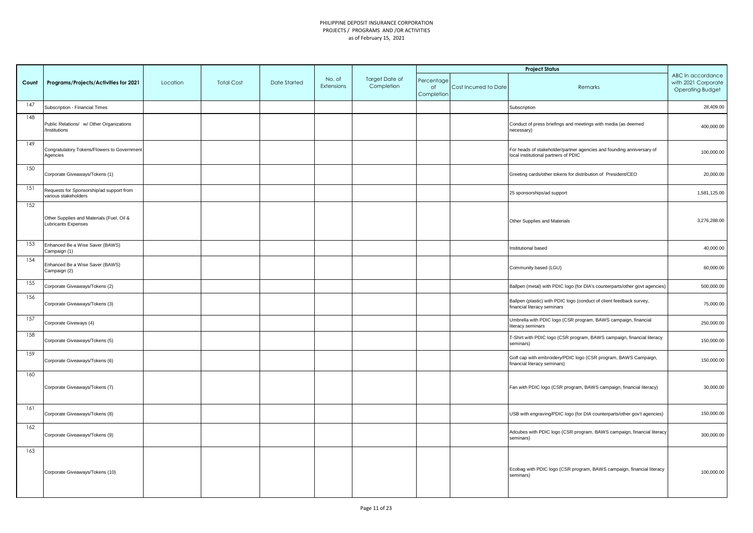PHILIPPINE DEPOSIT INSURANCE CORPORATION
PROJECTS / PROGRAMS AND /OR ACTIVITIES
as of February 15, 2021

| Count | Programs/Projects/Activities for 2021 | Location | Total Cost | Date Started | No. of Extensions | Target Date of Completion | Project Status | | | ABC In accordance with 2021 Corporate Operating Budget |
|---|---|---|---|---|---|---|---|---|---|---|
| | | | | | | | Percentage of Completion | Cost Incurred to Date | Remarks | |
| 147 | Subscription - Financial Times | | | | | | | | Subscription | 28,409.00 |
| 148 | Public Relations/ w/ Other Organizations /Institutions | | | | | | | | Conduct of press briefings and meetings with media (as deemed necessary) | 400,000.00 |
| 149 | Congratulatory Tokens/Flowers to Government Agencies | | | | | | | | For heads of stakeholder/partner agencies and founding anniversary of local institutional partners of PDIC | 100,000.00 |
| 150 | Corporate Giveaways/Tokens (1) | | | | | | | | Greeting cards/other tokens for distribution of President/CEO | 20,000.00 |
| 151 | Requests for Sponsorship/ad support from various stakeholders | | | | | | | | 25 sponsorships/ad support | 1,581,125.00 |
| 152 | Other Supplies and Materials (Fuel, Oil & Lubricants Expenses | | | | | | | | Other Supplies and Materials | 3,276,288.00 |
| 153 | Enhanced Be a Wise Saver (BAWS) Campaign (1) | | | | | | | | Institutional based | 40,000.00 |
| 154 | Enhanced Be a Wise Saver (BAWS) Campaign (2) | | | | | | | | Community based (LGU) | 60,000.00 |
| 155 | Corporate Giveaways/Tokens (2) | | | | | | | | Ballpen (metal) with PDIC logo (for DIA's counterparts/other govt agencies) | 500,000.00 |
| 156 | Corporate Giveaways/Tokens (3) | | | | | | | | Ballpen (plastic) with PDIC logo (conduct of client feedback survey, financial literacy seminars | 75,000.00 |
| 157 | Corporate Giveways (4) | | | | | | | | Umbrella with PDIC logo (CSR program, BAWS campaign, financial literacy seminars | 250,000.00 |
| 158 | Corporate Giveaways/Tokens (5) | | | | | | | | T-Shirt with PDIC logo (CSR program, BAWS campaign, financial literacy seminars) | 150,000.00 |
| 159 | Corporate Giveaways/Tokens (6) | | | | | | | | Golf cap with embroidery/PDIC logo (CSR program, BAWS Campaign, financial literacy seminars) | 150,000.00 |
| 160 | Corporate Giveaways/Tokens (7) | | | | | | | | Fan with PDIC logo (CSR program, BAWS campaign, financial literacy) | 30,000.00 |
| 161 | Corporate Giveaways/Tokens (8) | | | | | | | | USB with engraving/PDIC logo (for DIA counterparts/other gov't agencies) | 150,000.00 |
| 162 | Corporate Giveaways/Tokens (9) | | | | | | | | Adcubes with PDIC logo (CSR program, BAWS campaign, financial literacy seminars) | 300,000.00 |
| 163 | Corporate Giveaways/Tokens (10) | | | | | | | | Ecobag with PDIC logo (CSR program, BAWS campaign, financial literacy seminars) | 100,000.00 |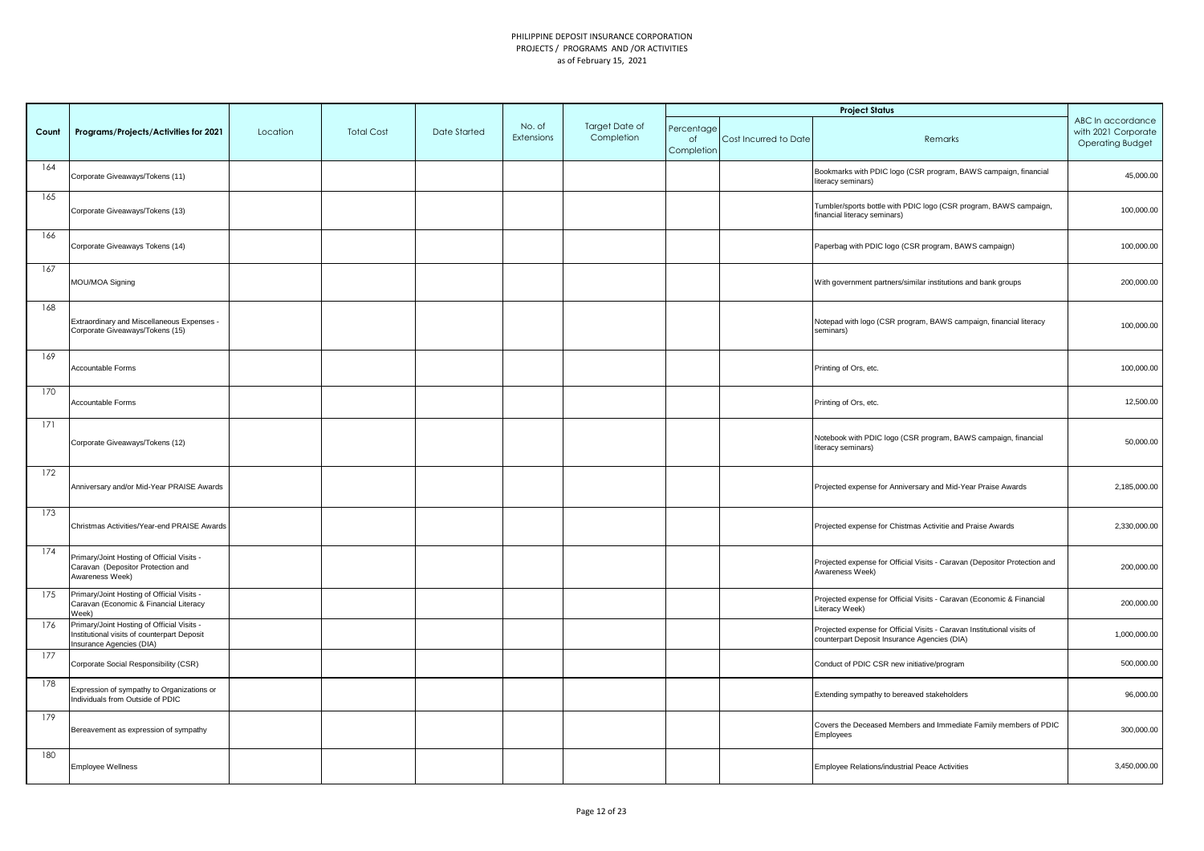PHILIPPINE DEPOSIT INSURANCE CORPORATION
PROJECTS / PROGRAMS AND /OR ACTIVITIES
as of February 15, 2021

| Count | Programs/Projects/Activities for 2021 | Location | Total Cost | Date Started | No. of Extensions | Target Date of Completion | Project Status | | | ABC In accordance with 2021 Corporate Operating Budget |
|---|---|---|---|---|---|---|---|---|---|---|
| | | | | | | | Percentage of Completion | Cost Incurred to Date | Remarks | |
| 164 | Corporate Giveaways/Tokens (11) | | | | | | | | Bookmarks with PDIC logo (CSR program, BAWS campaign, financial literacy seminars) | 45,000.00 |
| 165 | Corporate Giveaways/Tokens (13) | | | | | | | | Tumbler/sports bottle with PDIC logo (CSR program, BAWS campaign, financial literacy seminars) | 100,000.00 |
| 166 | Corporate Giveaways Tokens (14) | | | | | | | | Paperbag with PDIC logo (CSR program, BAWS campaign) | 100,000.00 |
| 167 | MOU/MOA Signing | | | | | | | | With government partners/similar institutions and bank groups | 200,000.00 |
| 168 | Extraordinary and Miscellaneous Expenses - Corporate Giveaways/Tokens (15) | | | | | | | | Notepad with logo (CSR program, BAWS campaign, financial literacy seminars) | 100,000.00 |
| 169 | Accountable Forms | | | | | | | | Printing of Ors, etc. | 100,000.00 |
| 170 | Accountable Forms | | | | | | | | Printing of Ors, etc. | 12,500.00 |
| 171 | Corporate Giveaways/Tokens (12) | | | | | | | | Notebook with PDIC logo (CSR program, BAWS campaign, financial literacy seminars) | 50,000.00 |
| 172 | Anniversary and/or Mid-Year PRAISE Awards | | | | | | | | Projected expense for Anniversary and Mid-Year Praise Awards | 2,185,000.00 |
| 173 | Christmas Activities/Year-end PRAISE Awards | | | | | | | | Projected expense for Chistmas Activitie and Praise Awards | 2,330,000.00 |
| 174 | Primary/Joint Hosting of Official Visits - Caravan (Depositor Protection and Awareness Week) | | | | | | | | Projected expense for Official Visits - Caravan (Depositor Protection and Awareness Week) | 200,000.00 |
| 175 | Primary/Joint Hosting of Official Visits - Caravan (Economic & Financial Literacy Week) | | | | | | | | Projected expense for Official Visits - Caravan (Economic & Financial Literacy Week) | 200,000.00 |
| 176 | Primary/Joint Hosting of Official Visits - Institutional visits of counterpart Deposit Insurance Agencies (DIA) | | | | | | | | Projected expense for Official Visits - Caravan Institutional visits of counterpart Deposit Insurance Agencies (DIA) | 1,000,000.00 |
| 177 | Corporate Social Responsibility (CSR) | | | | | | | | Conduct of PDIC CSR new initiative/program | 500,000.00 |
| 178 | Expression of sympathy to Organizations or Individuals from Outside of PDIC | | | | | | | | Extending sympathy to bereaved stakeholders | 96,000.00 |
| 179 | Bereavement as expression of sympathy | | | | | | | | Covers the Deceased Members and Immediate Family members of PDIC Employees | 300,000.00 |
| 180 | Employee Wellness | | | | | | | | Employee Relations/industrial Peace Activities | 3,450,000.00 |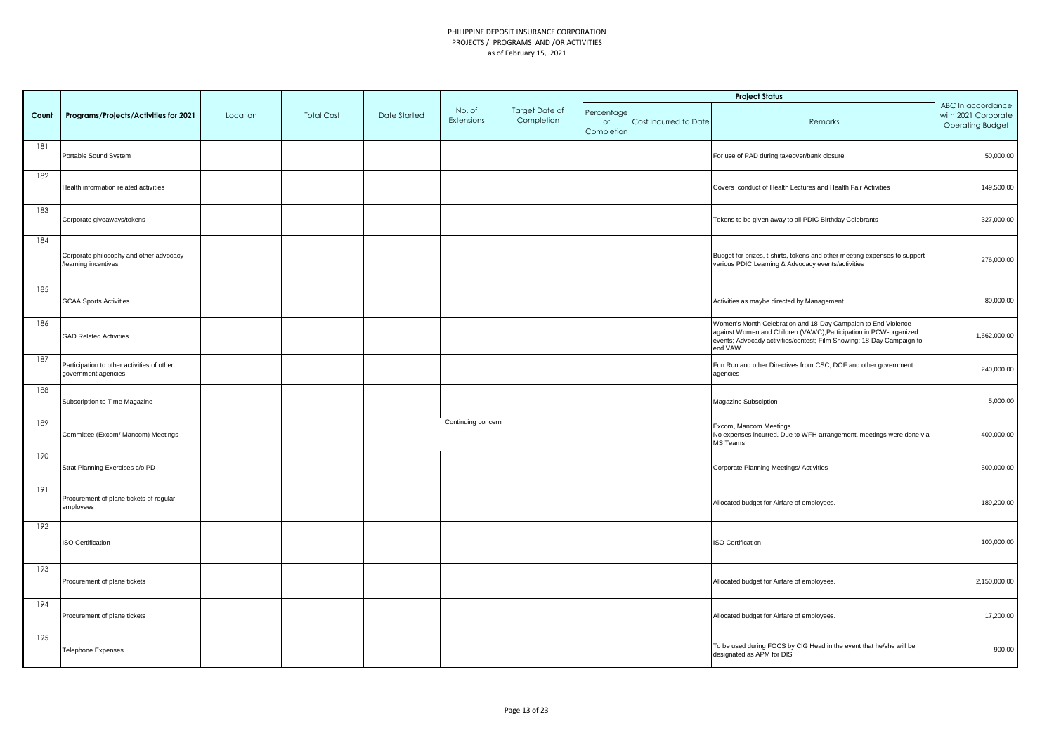PHILIPPINE DEPOSIT INSURANCE CORPORATION
PROJECTS / PROGRAMS AND /OR ACTIVITIES
as of February 15, 2021

| Count | Programs/Projects/Activities for 2021 | Location | Total Cost | Date Started | No. of Extensions | Target Date of Completion | Project Status | | | ABC In accordance with 2021 Corporate Operating Budget |
|---|---|---|---|---|---|---|---|---|---|---|
| | | | | | | | Percentage of Completion | Cost Incurred to Date | Remarks | |
| 181 | Portable Sound System | | | | | | | | For use of PAD during takeover/bank closure | 50,000.00 |
| 182 | Health information related activities | | | | | | | | Covers conduct of Health Lectures and Health Fair Activities | 149,500.00 |
| 183 | Corporate giveaways/tokens | | | | | | | | Tokens to be given away to all PDIC Birthday Celebrants | 327,000.00 |
| 184 | Corporate philosophy and other advocacy /learning incentives | | | | | | | | Budget for prizes, t-shirts, tokens and other meeting expenses to support various PDIC Learning & Advocacy events/activities | 276,000.00 |
| 185 | GCAA Sports Activities | | | | | | | | Activities as maybe directed by Management | 80,000.00 |
| 186 | GAD Related Activities | | | | | | | | Women's Month Celebration and 18-Day Campaign to End Violence against Women and Children (VAWC);Participation in PCW-organized events; Advocacy activities/contest; Film Showing; 18-Day Campaign to end VAW | 1,662,000.00 |
| 187 | Participation to other activities of other government agencies | | | | | | | | Fun Run and other Directives from CSC, DOF and other government agencies | 240,000.00 |
| 188 | Subscription to Time Magazine | | | | | | | | Magazine Subsciption | 5,000.00 |
| 189 | Committee (Excom/ Mancom) Meetings | | | Continuing concern | | | | | Excom, Mancom Meetings<br>No expenses incurred. Due to WFH arrangement, meetings were done via MS Teams. | 400,000.00 |
| 190 | Strat Planning Exercises c/o PD | | | | | | | | Corporate Planning Meetings/ Activities | 500,000.00 |
| 191 | Procurement of plane tickets of regular employees | | | | | | | | Allocated budget for Airfare of employees. | 189,200.00 |
| 192 | ISO Certification | | | | | | | | ISO Certification | 100,000.00 |
| 193 | Procurement of plane tickets | | | | | | | | Allocated budget for Airfare of employees. | 2,150,000.00 |
| 194 | Procurement of plane tickets | | | | | | | | Allocated budget for Airfare of employees. | 17,200.00 |
| 195 | Telephone Expenses | | | | | | | | To be used during FOCS by CIG Head in the event that he/she will be designated as APM for DIS | 900.00 |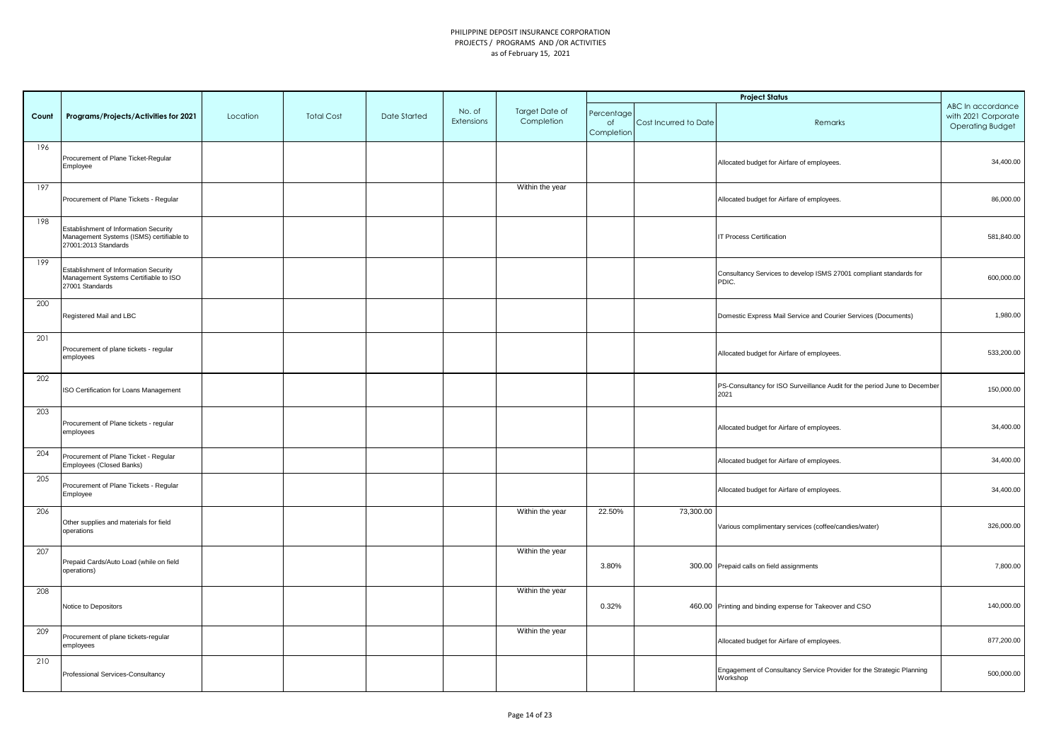PHILIPPINE DEPOSIT INSURANCE CORPORATION
PROJECTS / PROGRAMS AND /OR ACTIVITIES
as of February 15, 2021

| Count | Programs/Projects/Activities for 2021 | Location | Total Cost | Date Started | No. of Extensions | Target Date of Completion | Project Status | | | ABC In accordance with 2021 Corporate Operating Budget |
|---|---|---|---|---|---|---|---|---|---|---|
| | | | | | | | Percentage of Completion | Cost Incurred to Date | Remarks | |
| 196 | Procurement of Plane Ticket-Regular Employee | | | | | | | | Allocated budget for Airfare of employees. | 34,400.00 |
| 197 | Procurement of Plane Tickets - Regular | | | | | Within the year | | | Allocated budget for Airfare of employees. | 86,000.00 |
| 198 | Establishment of Information Security Management Systems (ISMS) certifiable to 27001:2013 Standards | | | | | | | | IT Process Certification | 581,840.00 |
| 199 | Establishment of Information Security Management Systems Certifiable to ISO 27001 Standards | | | | | | | | Consultancy Services to develop ISMS 27001 compliant standards for PDIC. | 600,000.00 |
| 200 | Registered Mail and LBC | | | | | | | | Domestic Express Mail Service and Courier Services (Documents) | 1,980.00 |
| 201 | Procurement of plane tickets - regular employees | | | | | | | | Allocated budget for Airfare of employees. | 533,200.00 |
| 202 | ISO Certification for Loans Management | | | | | | | | PS-Consultancy for ISO Surveillance Audit for the period June to December 2021 | 150,000.00 |
| 203 | Procurement of Plane tickets - regular employees | | | | | | | | Allocated budget for Airfare of employees. | 34,400.00 |
| 204 | Procurement of Plane Ticket - Regular Employees (Closed Banks) | | | | | | | | Allocated budget for Airfare of employees. | 34,400.00 |
| 205 | Procurement of Plane Tickets - Regular Employee | | | | | | | | Allocated budget for Airfare of employees. | 34,400.00 |
| 206 | Other supplies and materials for field operations | | | | | Within the year | 22.50% | 73,300.00 | Various complimentary services (coffee/candies/water) | 326,000.00 |
| 207 | Prepaid Cards/Auto Load (while on field operations) | | | | | Within the year | 3.80% | 300.00 | Prepaid calls on field assignments | 7,800.00 |
| 208 | Notice to Depositors | | | | | Within the year | 0.32% | 460.00 | Printing and binding expense for Takeover and CSO | 140,000.00 |
| 209 | Procurement of plane tickets-regular employees | | | | | Within the year | | | Allocated budget for Airfare of employees. | 877,200.00 |
| 210 | Professional Services-Consultancy | | | | | | | | Engagement of Consultancy Service Provider for the Strategic Planning Workshop | 500,000.00 |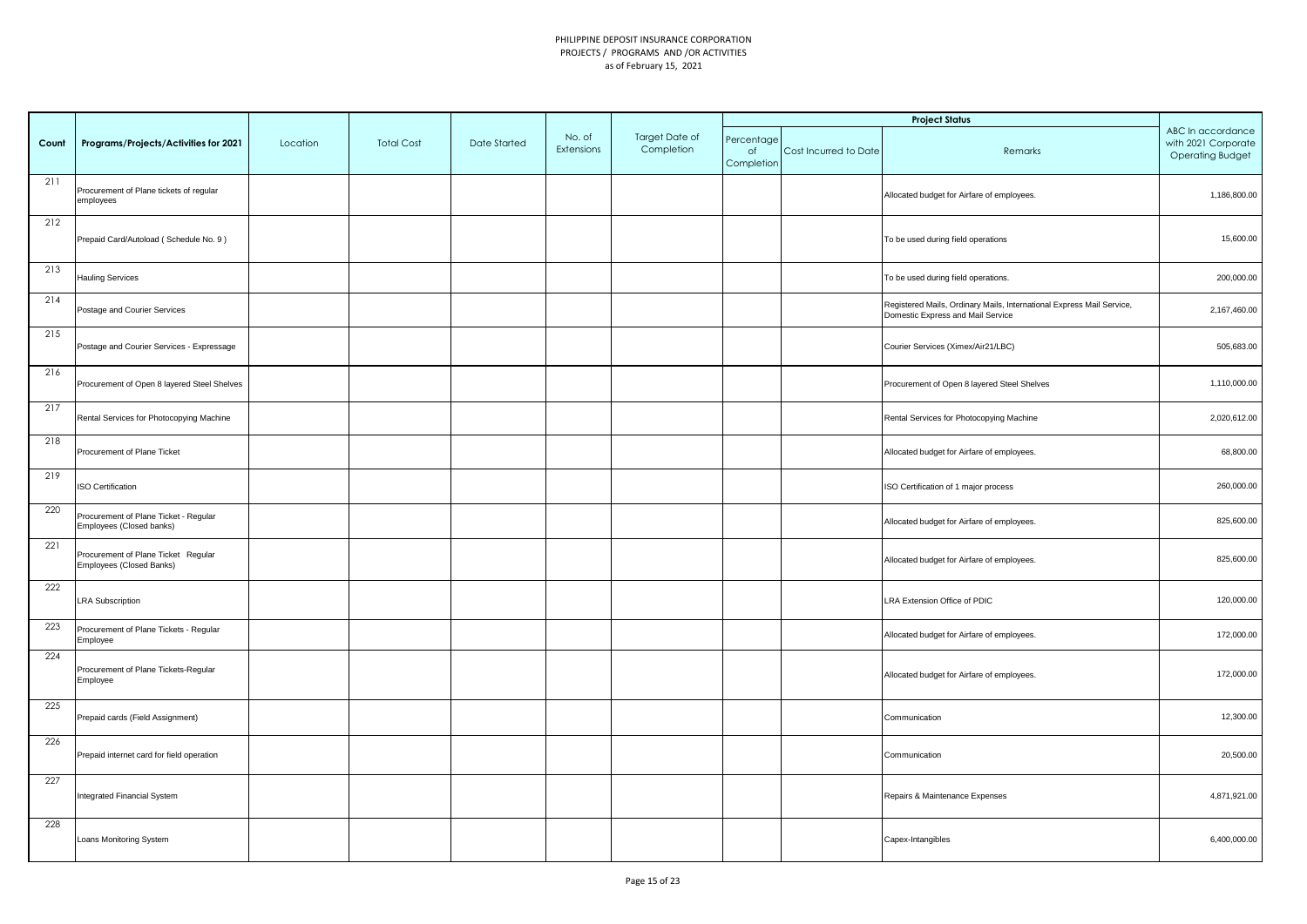PHILIPPINE DEPOSIT INSURANCE CORPORATION
PROJECTS / PROGRAMS AND /OR ACTIVITIES
as of February 15, 2021

| Count | Programs/Projects/Activities for 2021 | Location | Total Cost | Date Started | No. of Extensions | Target Date of Completion | Project Status | | | ABC In accordance with 2021 Corporate Operating Budget |
|---|---|---|---|---|---|---|---|---|---|---|
| | | | | | | | Percentage of Completion | Cost Incurred to Date | Remarks | |
| 211 | Procurement of Plane tickets of regular employees | | | | | | | | Allocated budget for Airfare of employees. | 1,186,800.00 |
| 212 | Prepaid Card/Autoload ( Schedule No. 9 ) | | | | | | | | To be used during field operations | 15,600.00 |
| 213 | Hauling Services | | | | | | | | To be used during field operations. | 200,000.00 |
| 214 | Postage and Courier Services | | | | | | | | Registered Mails, Ordinary Mails, International Express Mail Service, Domestic Express and Mail Service | 2,167,460.00 |
| 215 | Postage and Courier Services - Expressage | | | | | | | | Courier Services (Ximex/Air21/LBC) | 505,683.00 |
| 216 | Procurement of Open 8 layered Steel Shelves | | | | | | | | Procurement of Open 8 layered Steel Shelves | 1,110,000.00 |
| 217 | Rental Services for Photocopying Machine | | | | | | | | Rental Services for Photocopying Machine | 2,020,612.00 |
| 218 | Procurement of Plane Ticket | | | | | | | | Allocated budget for Airfare of employees. | 68,800.00 |
| 219 | ISO Certification | | | | | | | | ISO Certification of 1 major process | 260,000.00 |
| 220 | Procurement of Plane Ticket - Regular Employees (Closed banks) | | | | | | | | Allocated budget for Airfare of employees. | 825,600.00 |
| 221 | Procurement of Plane Ticket Regular Employees (Closed Banks) | | | | | | | | Allocated budget for Airfare of employees. | 825,600.00 |
| 222 | LRA Subscription | | | | | | | | LRA Extension Office of PDIC | 120,000.00 |
| 223 | Procurement of Plane Tickets - Regular Employee | | | | | | | | Allocated budget for Airfare of employees. | 172,000.00 |
| 224 | Procurement of Plane Tickets-Regular Employee | | | | | | | | Allocated budget for Airfare of employees. | 172,000.00 |
| 225 | Prepaid cards (Field Assignment) | | | | | | | | Communication | 12,300.00 |
| 226 | Prepaid internet card for field operation | | | | | | | | Communication | 20,500.00 |
| 227 | Integrated Financial System | | | | | | | | Repairs & Maintenance Expenses | 4,871,921.00 |
| 228 | Loans Monitoring System | | | | | | | | Capex-Intangibles | 6,400,000.00 |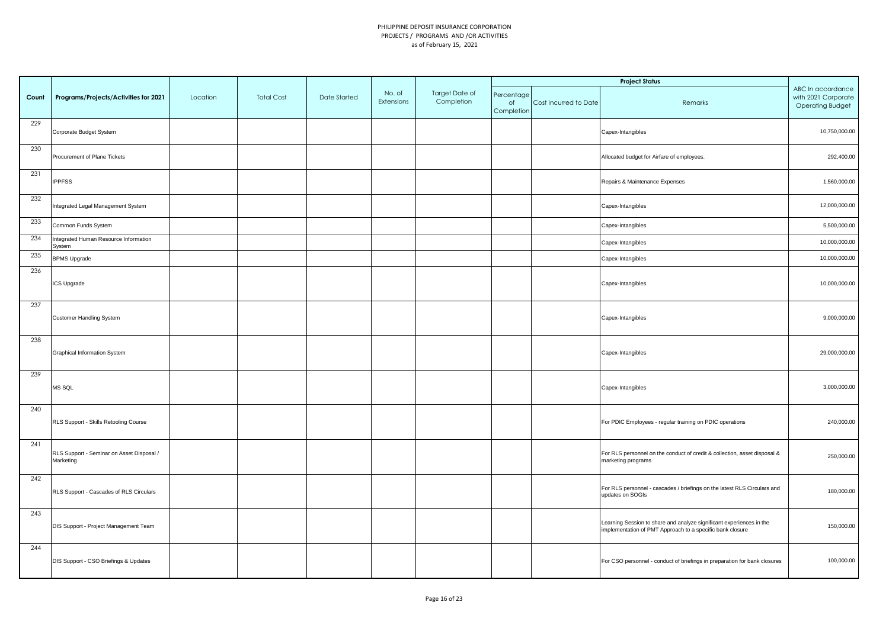PHILIPPINE DEPOSIT INSURANCE CORPORATION
PROJECTS / PROGRAMS AND /OR ACTIVITIES
as of February 15, 2021

| Count | Programs/Projects/Activities for 2021 | Location | Total Cost | Date Started | No. of Extensions | Target Date of Completion | Project Status | | | ABC In accordance with 2021 Corporate Operating Budget |
|---|---|---|---|---|---|---|---|---|---|---|
| | | | | | | | Percentage of Completion | Cost Incurred to Date | Remarks | |
| 229 | Corporate Budget System | | | | | | | | Capex-Intangibles | 10,750,000.00 |
| 230 | Procurement of Plane Tickets | | | | | | | | Allocated budget for Airfare of employees. | 292,400.00 |
| 231 | IPPFSS | | | | | | | | Repairs & Maintenance Expenses | 1,560,000.00 |
| 232 | Integrated Legal Management System | | | | | | | | Capex-Intangibles | 12,000,000.00 |
| 233 | Common Funds System | | | | | | | | Capex-Intangibles | 5,500,000.00 |
| 234 | Integrated Human Resource Information System | | | | | | | | Capex-Intangibles | 10,000,000.00 |
| 235 | BPMS Upgrade | | | | | | | | Capex-Intangibles | 10,000,000.00 |
| 236 | ICS Upgrade | | | | | | | | Capex-Intangibles | 10,000,000.00 |
| 237 | Customer Handling System | | | | | | | | Capex-Intangibles | 9,000,000.00 |
| 238 | Graphical Information System | | | | | | | | Capex-Intangibles | 29,000,000.00 |
| 239 | MS SQL | | | | | | | | Capex-Intangibles | 3,000,000.00 |
| 240 | RLS Support - Skills Retooling Course | | | | | | | | For PDIC Employees - regular training on PDIC operations | 240,000.00 |
| 241 | RLS Support - Seminar on Asset Disposal / Marketing | | | | | | | | For RLS personnel on the conduct of credit & collection, asset disposal & marketing programs | 250,000.00 |
| 242 | RLS Support - Cascades of RLS Circulars | | | | | | | | For RLS personnel - cascades / briefings on the latest RLS Circulars and updates on SOGIs | 180,000.00 |
| 243 | DIS Support - Project Management Team | | | | | | | | Learning Session to share and analyze significant experiences in the implementation of PMT Approach to a specific bank closure | 150,000.00 |
| 244 | DIS Support - CSO Briefings & Updates | | | | | | | | For CSO personnel - conduct of briefings in preparation for bank closures | 100,000.00 |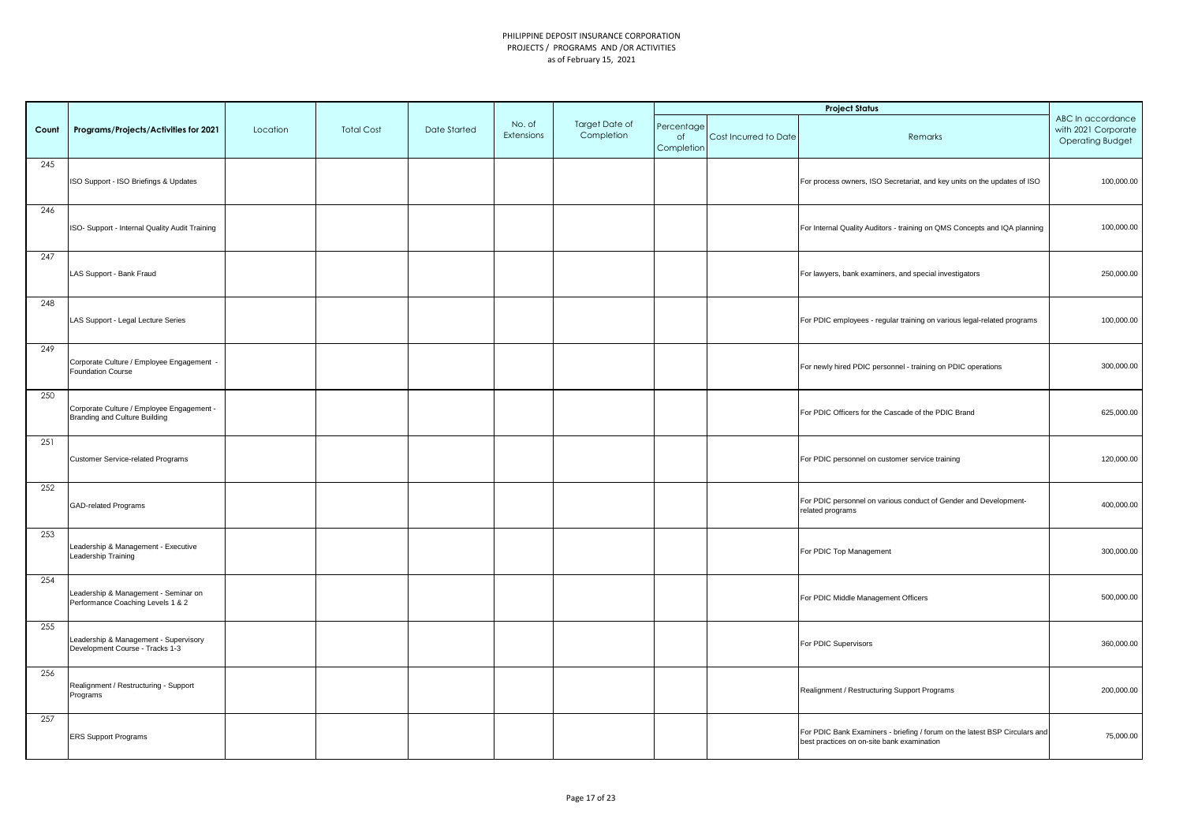PHILIPPINE DEPOSIT INSURANCE CORPORATION
PROJECTS / PROGRAMS AND /OR ACTIVITIES
as of February 15, 2021

| Count | Programs/Projects/Activities for 2021 | Location | Total Cost | Date Started | No. of Extensions | Target Date of Completion | Project Status | | | ABC In accordance with 2021 Corporate Operating Budget |
|---|---|---|---|---|---|---|---|---|---|---|
| | | | | | | | Percentage of Completion | Cost Incurred to Date | Remarks | |
| 245 | ISO Support - ISO Briefings & Updates | | | | | | | | For process owners, ISO Secretariat, and key units on the updates of ISO | 100,000.00 |
| 246 | ISO- Support - Internal Quality Audit Training | | | | | | | | For Internal Quality Auditors - training on QMS Concepts and IQA planning | 100,000.00 |
| 247 | LAS Support - Bank Fraud | | | | | | | | For lawyers, bank examiners, and special investigators | 250,000.00 |
| 248 | LAS Support - Legal Lecture Series | | | | | | | | For PDIC employees - regular training on various legal-related programs | 100,000.00 |
| 249 | Corporate Culture / Employee Engagement - Foundation Course | | | | | | | | For newly hired PDIC personnel - training on PDIC operations | 300,000.00 |
| 250 | Corporate Culture / Employee Engagement - Branding and Culture Building | | | | | | | | For PDIC Officers for the Cascade of the PDIC Brand | 625,000.00 |
| 251 | Customer Service-related Programs | | | | | | | | For PDIC personnel on customer service training | 120,000.00 |
| 252 | GAD-related Programs | | | | | | | | For PDIC personnel on various conduct of Gender and Development-related programs | 400,000.00 |
| 253 | Leadership & Management - Executive Leadership Training | | | | | | | | For PDIC Top Management | 300,000.00 |
| 254 | Leadership & Management - Seminar on Performance Coaching Levels 1 & 2 | | | | | | | | For PDIC Middle Management Officers | 500,000.00 |
| 255 | Leadership & Management - Supervisory Development Course - Tracks 1-3 | | | | | | | | For PDIC Supervisors | 360,000.00 |
| 256 | Realignment / Restructuring - Support Programs | | | | | | | | Realignment / Restructuring Support Programs | 200,000.00 |
| 257 | ERS Support Programs | | | | | | | | For PDIC Bank Examiners - briefing / forum on the latest BSP Circulars and best practices on on-site bank examination | 75,000.00 |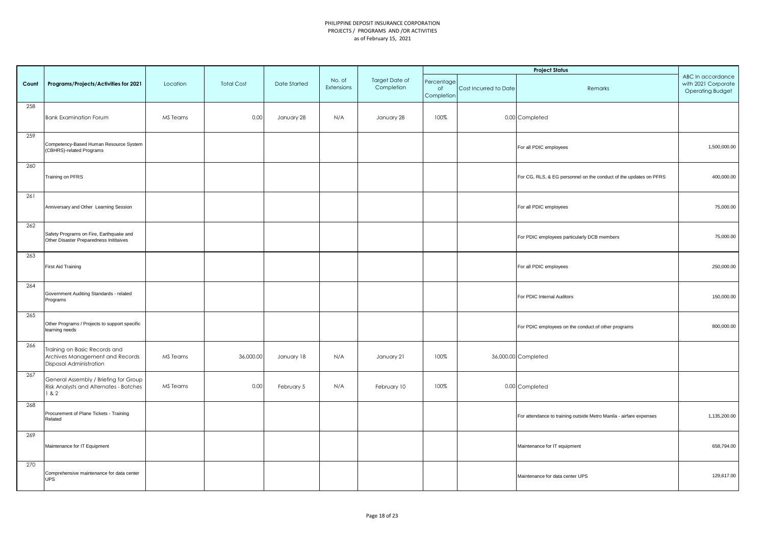PHILIPPINE DEPOSIT INSURANCE CORPORATION
PROJECTS / PROGRAMS AND /OR ACTIVITIES
as of February 15, 2021

| Count | Programs/Projects/Activities for 2021 | Location | Total Cost | Date Started | No. of Extensions | Target Date of Completion | Project Status | | | ABC In accordance with 2021 Corporate Operating Budget |
|---|---|---|---|---|---|---|---|---|---|---|
| | | | | | | | Percentage of Completion | Cost Incurred to Date | Remarks | |
| 258 | Bank Examination Forum | MS Teams | 0.00 | January 28 | N/A | January 28 | 100% | 0.00 | Completed | |
| 259 | Competency-Based Human Resource System (CBHRS)-related Programs | | | | | | | | For all PDIC employees | 1,500,000.00 |
| 260 | Training on PFRS | | | | | | | | For CG, RLS, & EG personnel on the conduct of the updates on PFRS | 400,000.00 |
| 261 | Anniversary and Other Learning Session | | | | | | | | For all PDIC employees | 75,000.00 |
| 262 | Safety Programs on Fire, Earthquake and Other Disaster Preparedness Inititaives | | | | | | | | For PDIC employees particularly DCB members | 75,000.00 |
| 263 | First Aid Training | | | | | | | | For all PDIC employees | 250,000.00 |
| 264 | Government Auditing Standards - related Programs | | | | | | | | For PDIC Internal Auditors | 150,000.00 |
| 265 | Other Programs / Projects to support specific learning needs | | | | | | | | For PDIC employees on the conduct of other programs | 800,000.00 |
| 266 | Training on Basic Records and Archives Management and Records Disposal Administration | MS Teams | 36,000.00 | January 18 | N/A | January 21 | 100% | 36,000.00 | Completed | |
| 267 | General Assembly / Briefing for Group Risk Analysts and Alternates - Batches 1 & 2 | MS Teams | 0.00 | February 5 | N/A | February 10 | 100% | 0.00 | Completed | |
| 268 | Procurement of Plane Tickets - Training Related | | | | | | | | For attendance to training outside Metro Manila - airfare expenses | 1,135,200.00 |
| 269 | Maintenance for IT Equipment | | | | | | | | Maintenance for IT equipment | 658,794.00 |
| 270 | Comprehensive maintenance for data center UPS | | | | | | | | Maintenance for data center UPS | 129,617.00 |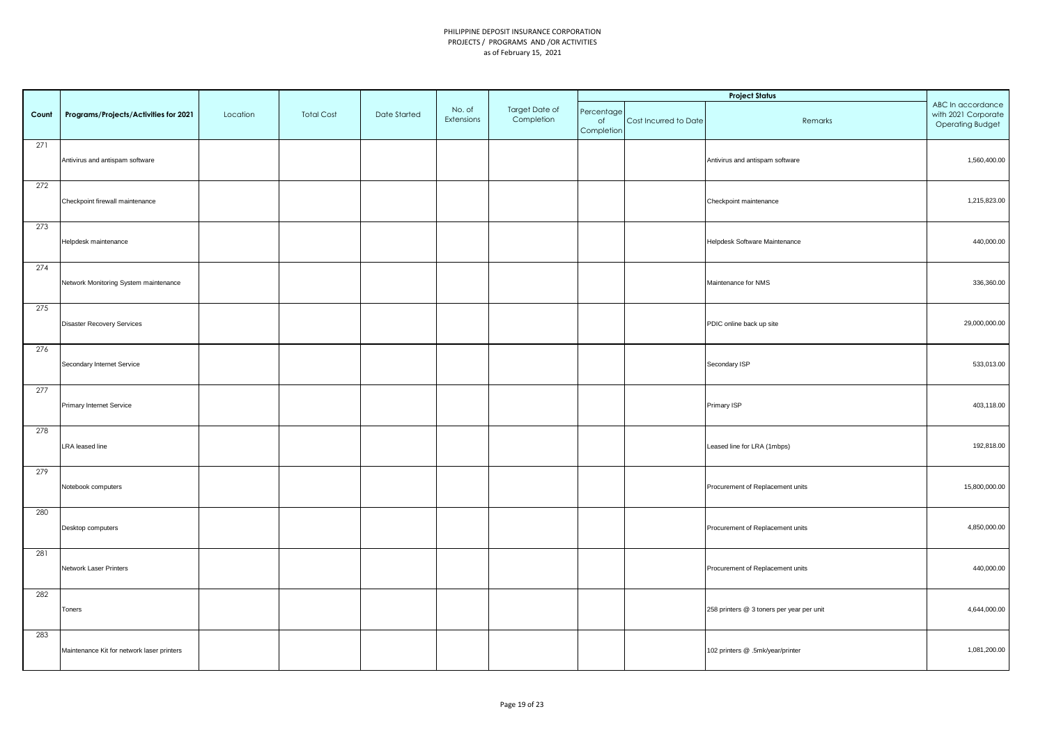PHILIPPINE DEPOSIT INSURANCE CORPORATION
PROJECTS / PROGRAMS AND /OR ACTIVITIES
as of February 15, 2021

| Count | Programs/Projects/Activities for 2021 | Location | Total Cost | Date Started | No. of Extensions | Target Date of Completion | Project Status | | | ABC In accordance with 2021 Corporate Operating Budget |
|---|---|---|---|---|---|---|---|---|---|---|
| | | | | | | | Percentage of Completion | Cost Incurred to Date | Remarks | |
| 271 | Antivirus and antispam software | | | | | | | | Antivirus and antispam software | 1,560,400.00 |
| 272 | Checkpoint firewall maintenance | | | | | | | | Checkpoint maintenance | 1,215,823.00 |
| 273 | Helpdesk maintenance | | | | | | | | Helpdesk Software Maintenance | 440,000.00 |
| 274 | Network Monitoring System maintenance | | | | | | | | Maintenance for NMS | 336,360.00 |
| 275 | Disaster Recovery Services | | | | | | | | PDIC online back up site | 29,000,000.00 |
| 276 | Secondary Internet Service | | | | | | | | Secondary ISP | 533,013.00 |
| 277 | Primary Internet Service | | | | | | | | Primary ISP | 403,118.00 |
| 278 | LRA leased line | | | | | | | | Leased line for LRA (1mbps) | 192,818.00 |
| 279 | Notebook computers | | | | | | | | Procurement of Replacement units | 15,800,000.00 |
| 280 | Desktop computers | | | | | | | | Procurement of Replacement units | 4,850,000.00 |
| 281 | Network Laser Printers | | | | | | | | Procurement of Replacement units | 440,000.00 |
| 282 | Toners | | | | | | | | 258 printers @ 3 toners per year per unit | 4,644,000.00 |
| 283 | Maintenance Kit for network laser printers | | | | | | | | 102 printers @ .5mk/year/printer | 1,081,200.00 |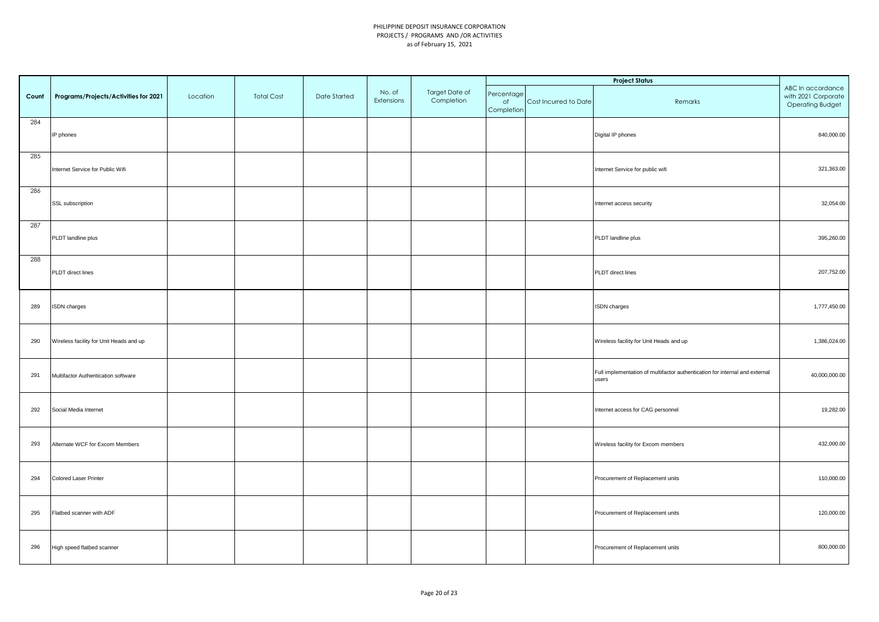PHILIPPINE DEPOSIT INSURANCE CORPORATION
PROJECTS / PROGRAMS AND /OR ACTIVITIES
as of February 15, 2021

| Count | Programs/Projects/Activities for 2021 | Location | Total Cost | Date Started | No. of Extensions | Target Date of Completion | Project Status | | | ABC In accordance with 2021 Corporate Operating Budget |
|---|---|---|---|---|---|---|---|---|---|---|
| | | | | | | | Percentage of Completion | Cost Incurred to Date | Remarks | |
| 284 | IP phones | | | | | | | | Digital IP phones | 840,000.00 |
| 285 | Internet Service for Public Wifi | | | | | | | | Internet Service for public wifi | 321,363.00 |
| 286 | SSL subscription | | | | | | | | Internet access security | 32,054.00 |
| 287 | PLDT landline plus | | | | | | | | PLDT landline plus | 395,260.00 |
| 288 | PLDT direct lines | | | | | | | | PLDT direct lines | 207,752.00 |
| 289 | ISDN charges | | | | | | | | ISDN charges | 1,777,450.00 |
| 290 | Wireless facility for Unit Heads and up | | | | | | | | Wireless facility for Unit Heads and up | 1,386,024.00 |
| 291 | Multifactor Authentication software | | | | | | | | Full implementation of multifactor authentication for internal and external users | 40,000,000.00 |
| 292 | Social Media Internet | | | | | | | | Internet access for CAG personnel | 19,282.00 |
| 293 | Alternate WCF for Excom Members | | | | | | | | Wireless facility for Excom members | 432,000.00 |
| 294 | Colored Laser Printer | | | | | | | | Procurement of Replacement units | 110,000.00 |
| 295 | Flatbed scanner with ADF | | | | | | | | Procurement of Replacement units | 120,000.00 |
| 296 | High speed flatbed scanner | | | | | | | | Procurement of Replacement units | 800,000.00 |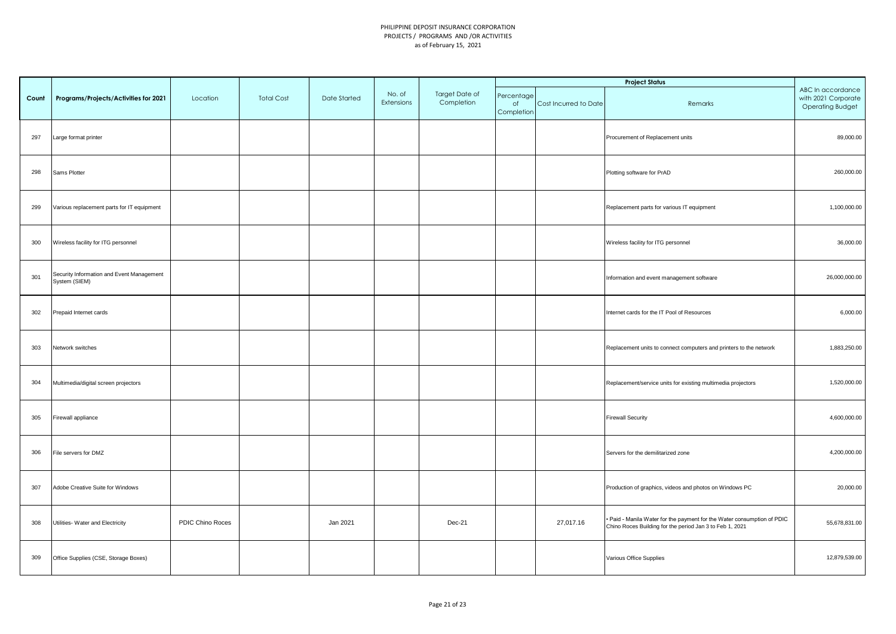PHILIPPINE DEPOSIT INSURANCE CORPORATION
PROJECTS / PROGRAMS AND /OR ACTIVITIES
as of February 15, 2021

| Count | Programs/Projects/Activities for 2021 | Location | Total Cost | Date Started | No. of Extensions | Target Date of Completion | Project Status | | | ABC In accordance with 2021 Corporate Operating Budget |
|---|---|---|---|---|---|---|---|---|---|---|
| | | | | | | | Percentage of Completion | Cost Incurred to Date | Remarks | |
| 297 | Large format printer | | | | | | | | Procurement of Replacement units | 89,000.00 |
| 298 | Sams Plotter | | | | | | | | Plotting software for PrAD | 260,000.00 |
| 299 | Various replacement parts for IT equipment | | | | | | | | Replacement parts for various IT equipment | 1,100,000.00 |
| 300 | Wireless facility for ITG personnel | | | | | | | | Wireless facility for ITG personnel | 36,000.00 |
| 301 | Security Information and Event Management System (SIEM) | | | | | | | | Information and event management software | 26,000,000.00 |
| 302 | Prepaid Internet cards | | | | | | | | Internet cards for the IT Pool of Resources | 6,000.00 |
| 303 | Network switches | | | | | | | | Replacement units to connect computers and printers to the network | 1,883,250.00 |
| 304 | Multimedia/digital screen projectors | | | | | | | | Replacement/service units for existing multimedia projectors | 1,520,000.00 |
| 305 | Firewall appliance | | | | | | | | Firewall Security | 4,600,000.00 |
| 306 | File servers for DMZ | | | | | | | | Servers for the demilitarized zone | 4,200,000.00 |
| 307 | Adobe Creative Suite for Windows | | | | | | | | Production of graphics, videos and photos on Windows PC | 20,000.00 |
| 308 | Utilities- Water and Electricity | PDIC Chino Roces | | Jan 2021 | | Dec-21 | | 27,017.16 | • Paid - Manila Water for the payment for the Water consumption of PDIC Chino Roces Building for the period Jan 3 to Feb 1, 2021 | 55,678,831.00 |
| 309 | Office Supplies (CSE, Storage Boxes) | | | | | | | | Various Office Supplies | 12,879,539.00 |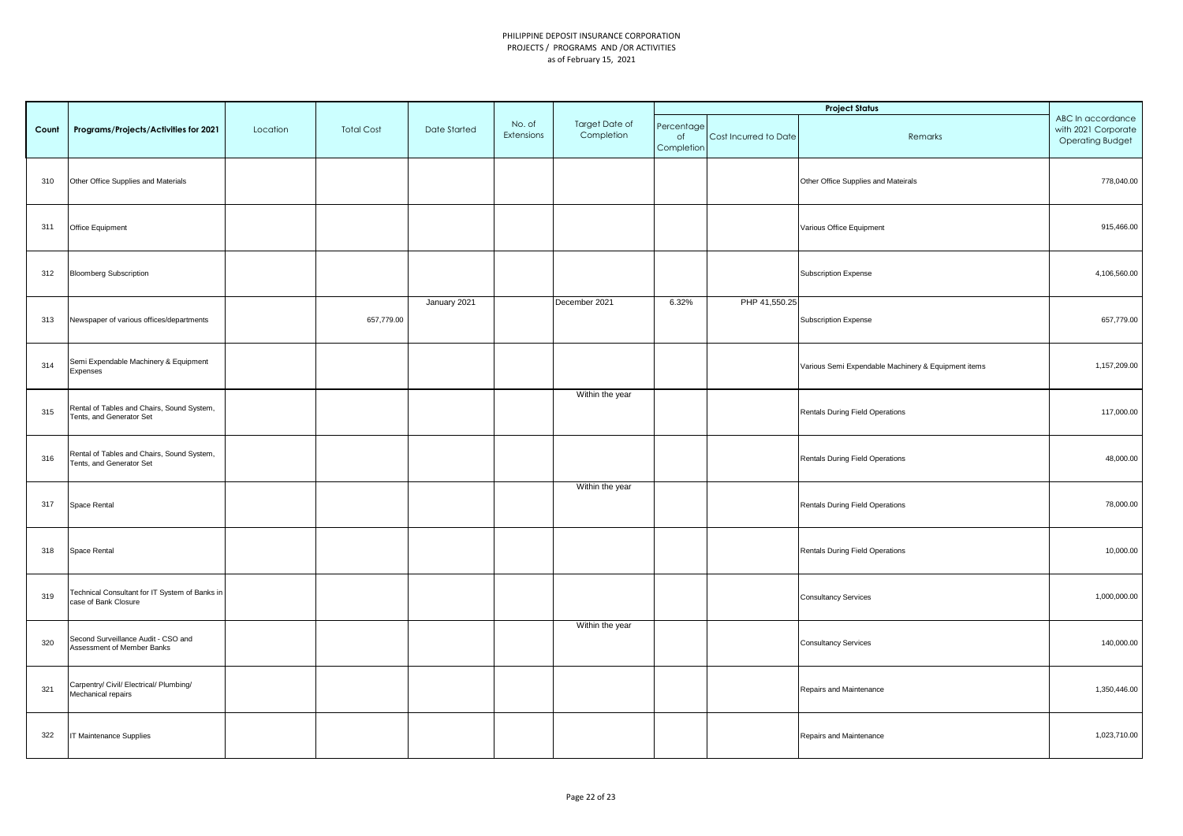PHILIPPINE DEPOSIT INSURANCE CORPORATION
PROJECTS / PROGRAMS AND /OR ACTIVITIES
as of February 15, 2021

| Count | Programs/Projects/Activities for 2021 | Location | Total Cost | Date Started | No. of Extensions | Target Date of Completion | Project Status | | | ABC In accordance with 2021 Corporate Operating Budget |
|---|---|---|---|---|---|---|---|---|---|---|
| | | | | | | | Percentage of Completion | Cost Incurred to Date | Remarks | |
| 310 | Other Office Supplies and Materials | | | | | | | | Other Office Supplies and Mateirals | 778,040.00 |
| 311 | Office Equipment | | | | | | | | Various Office Equipment | 915,466.00 |
| 312 | Bloomberg Subscription | | | | | | | | Subscription Expense | 4,106,560.00 |
| 313 | Newspaper of various offices/departments | | 657,779.00 | January 2021 | | December 2021 | 6.32% | PHP 41,550.25 | Subscription Expense | 657,779.00 |
| 314 | Semi Expendable Machinery & Equipment Expenses | | | | | | | | Various Semi Expendable Machinery & Equipment items | 1,157,209.00 |
| 315 | Rental of Tables and Chairs, Sound System, Tents, and Generator Set | | | | | Within the year | | | Rentals During Field Operations | 117,000.00 |
| 316 | Rental of Tables and Chairs, Sound System, Tents, and Generator Set | | | | | | | | Rentals During Field Operations | 48,000.00 |
| 317 | Space Rental | | | | | Within the year | | | Rentals During Field Operations | 78,000.00 |
| 318 | Space Rental | | | | | | | | Rentals During Field Operations | 10,000.00 |
| 319 | Technical Consultant for IT System of Banks in case of Bank Closure | | | | | | | | Consultancy Services | 1,000,000.00 |
| 320 | Second Surveillance Audit - CSO and Assessment of Member Banks | | | | | Within the year | | | Consultancy Services | 140,000.00 |
| 321 | Carpentry/ Civil/ Electrical/ Plumbing/ Mechanical repairs | | | | | | | | Repairs and Maintenance | 1,350,446.00 |
| 322 | IT Maintenance Supplies | | | | | | | | Repairs and Maintenance | 1,023,710.00 |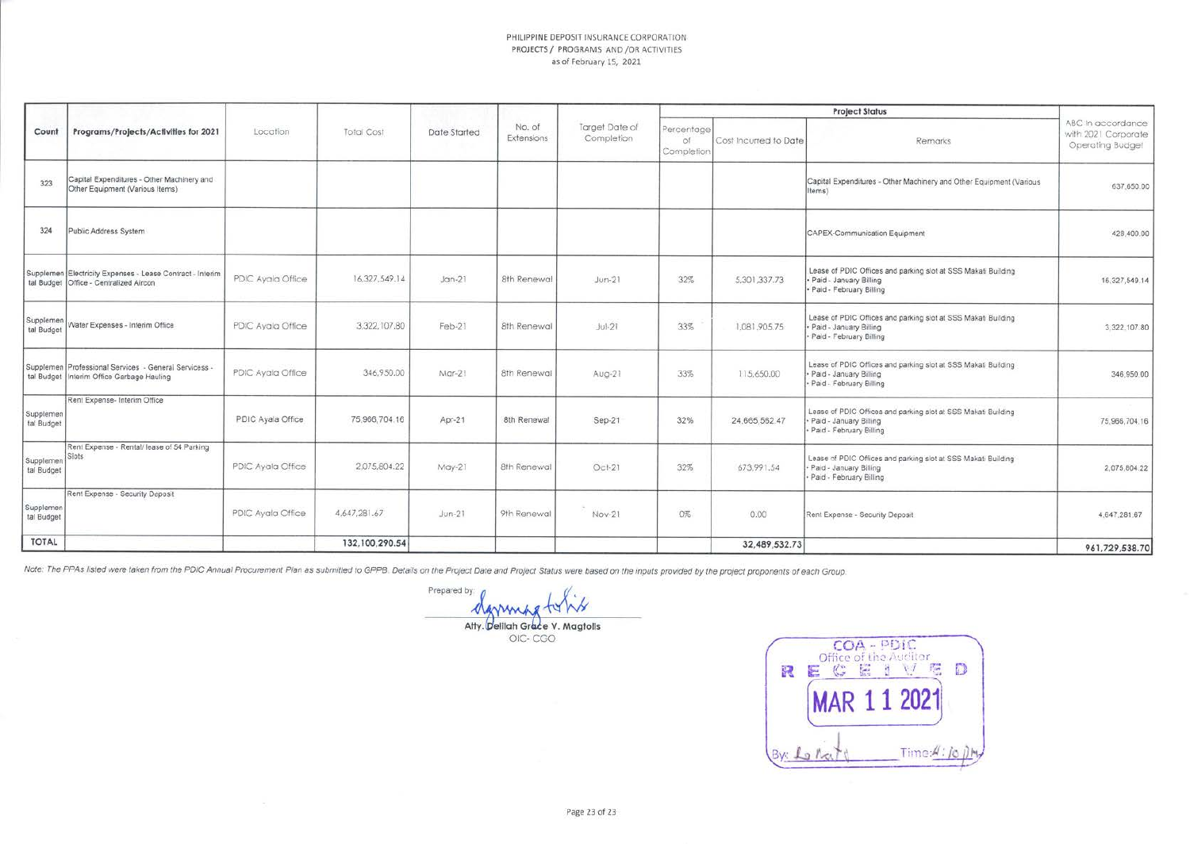PHILIPPINE DEPOSIT INSURANCE CORPORATION
PROJECTS / PROGRAMS AND /OR ACTIVITIES
as of February 15, 2021

| Count | Programs/Projects/Activities for 2021 | Location | Total Cost | Date Started | No. of Extensions | Target Date of Completion | Project Status | | | ABC in accordance with 2021 Corporate Operating Budget |
|---|---|---|---|---|---|---|---|---|---|---|
| | | | | | | | Percentage of Completion | Cost Incurred to Date | Remarks | |
| 323 | Capital Expenditures - Other Machinery and Other Equipment (Various Items) | | | | | | | | Capital Expenditures - Other Machinery and Other Equipment (Various Items) | 637,650.00 |
| 324 | Public Address System | | | | | | | | CAPEX-Communication Equipment | 428,400.00 |
| Supplemental Budget | Electricity Expenses - Lease Contract - Interim Office - Centralized Aircon | PDIC Ayala Office | 16,327,549.14 | Jan-21 | 8th Renewal | Jun-21 | 32% | 5,301,337.73 | Lease of PDIC Offices and parking slot at SSS Makati Building • Paid - January Billing • Paid - February Billing | 16,327,549.14 |
| Supplemental Budget | Water Expenses - Interim Office | PDIC Ayala Office | 3,322,107.80 | Feb-21 | 8th Renewal | Jul-21 | 33% | 1,081,905.75 | Lease of PDIC Offices and parking slot at SSS Makati Building • Paid - January Billing • Paid - February Billing | 3,322,107.80 |
| Supplemental Budget | Professional Services - General Servicess - Interim Office Garbage Hauling | PDIC Ayala Office | 346,950.00 | Mar-21 | 8th Renewal | Aug-21 | 33% | 115,650.00 | Lease of PDIC Offices and parking slot at SSS Makati Building • Paid - January Billing • Paid - February Billing | 346,950.00 |
| Supplemental Budget | Rent Expense- Interim Office | PDIC Ayala Office | 75,966,704.16 | Apr-21 | 8th Renewal | Sep-21 | 32% | 24,665,562.47 | Lease of PDIC Offices and parking slot at SSS Makati Building • Paid - January Billing • Paid - February Billing | 75,966,704.16 |
| Supplemental Budget | Rent Expense - Rental/ lease of 54 Parking Slots | PDIC Ayala Office | 2,075,804.22 | May-21 | 8th Renewal | Oct-21 | 32% | 673,991.54 | Lease of PDIC Offices and parking slot at SSS Makati Building • Paid - January Billing • Paid - February Billing | 2,075,804.22 |
| Supplemental Budget | Rent Expense - Security Deposit | PDIC Ayala Office | 4,647,281.67 | Jun-21 | 9th Renewal | Nov-21 | 0% | 0.00 | Rent Expense - Security Deposit | 4,647,281.67 |
| TOTAL | | | 132,100,290.54 | | | | | 32,489,532.73 | | 961,729,538.70 |

*Note: The PPAs listed were taken from the PDIC Annual Procurement Plan as submitted to GPPB. Details on the Project Date and Project Status were based on the inputs provided by the project proponents of each Group.*

Prepared by:

Atty. Delilah Grace V. Magtolis
OIC- CGO

COA - PDIC
Office of the Auditor
RECEIVED
MAR 11 2021
By: [signature] Time: 4:10 PM